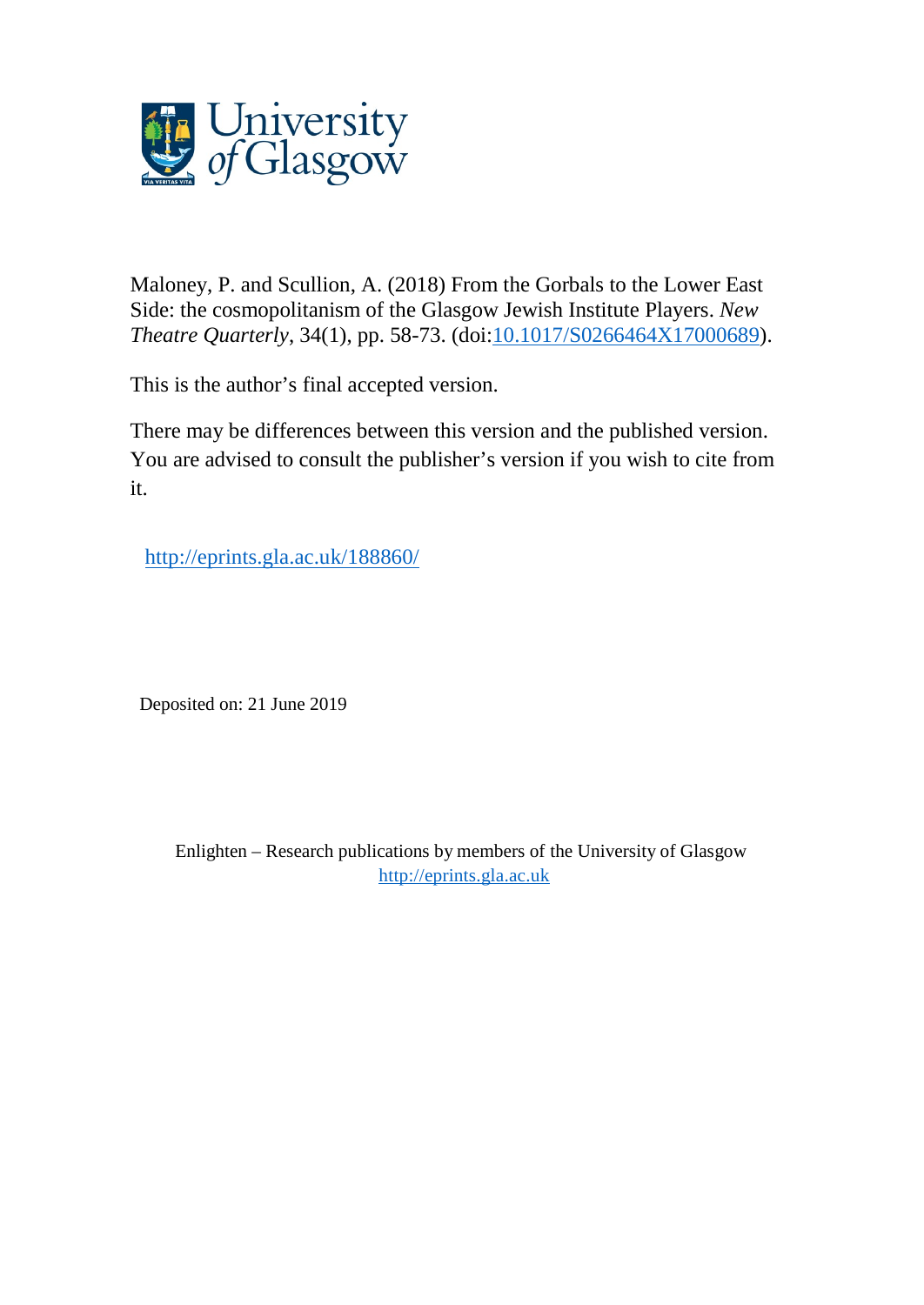Maloney, P. and Scullion, A. (2018) From the Gorbals to the Lower East Side: the cosmopolitanism of the Glasgow Jewish Institute Players. *New Theatre Quarterly*, 34(1), pp. 58-73. (doi:10.1017/S0266464X17000689).

This is the author's final accepted version.

There may be differences between this version and the published version. You are advised to consult the publisher's version if you wish to cite from it.

http://eprints.gla.ac.uk/188860/

Deposited on: 21 June 2019

Enlighten – Research publications by members of the University of Glasgow
http://eprints.gla.ac.uk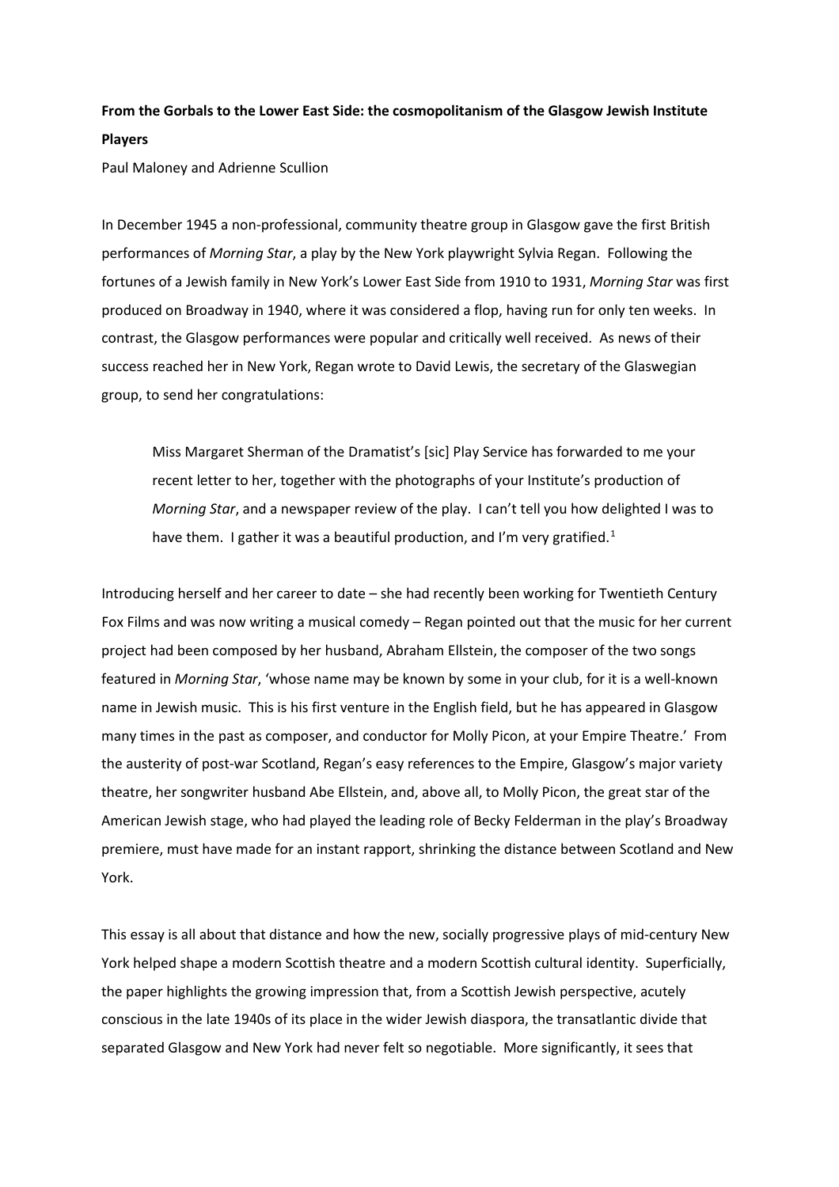**From the Gorbals to the Lower East Side: the cosmopolitanism of the Glasgow Jewish Institute Players**

Paul Maloney and Adrienne Scullion

In December 1945 a non-professional, community theatre group in Glasgow gave the first British performances of *Morning Star*, a play by the New York playwright Sylvia Regan. Following the fortunes of a Jewish family in New York's Lower East Side from 1910 to 1931, *Morning Star* was first produced on Broadway in 1940, where it was considered a flop, having run for only ten weeks. In contrast, the Glasgow performances were popular and critically well received. As news of their success reached her in New York, Regan wrote to David Lewis, the secretary of the Glaswegian group, to send her congratulations:

> Miss Margaret Sherman of the Dramatist's [sic] Play Service has forwarded to me your recent letter to her, together with the photographs of your Institute's production of *Morning Star*, and a newspaper review of the play. I can't tell you how delighted I was to have them. I gather it was a beautiful production, and I'm very gratified.[1]

Introducing herself and her career to date – she had recently been working for Twentieth Century Fox Films and was now writing a musical comedy – Regan pointed out that the music for her current project had been composed by her husband, Abraham Ellstein, the composer of the two songs featured in *Morning Star*, 'whose name may be known by some in your club, for it is a well-known name in Jewish music. This is his first venture in the English field, but he has appeared in Glasgow many times in the past as composer, and conductor for Molly Picon, at your Empire Theatre.' From the austerity of post-war Scotland, Regan's easy references to the Empire, Glasgow's major variety theatre, her songwriter husband Abe Ellstein, and, above all, to Molly Picon, the great star of the American Jewish stage, who had played the leading role of Becky Felderman in the play's Broadway premiere, must have made for an instant rapport, shrinking the distance between Scotland and New York.

This essay is all about that distance and how the new, socially progressive plays of mid-century New York helped shape a modern Scottish theatre and a modern Scottish cultural identity. Superficially, the paper highlights the growing impression that, from a Scottish Jewish perspective, acutely conscious in the late 1940s of its place in the wider Jewish diaspora, the transatlantic divide that separated Glasgow and New York had never felt so negotiable. More significantly, it sees that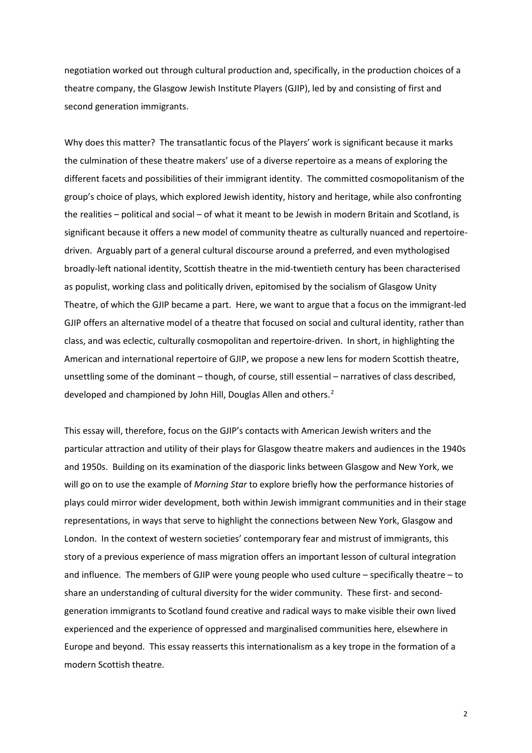negotiation worked out through cultural production and, specifically, in the production choices of a theatre company, the Glasgow Jewish Institute Players (GJIP), led by and consisting of first and second generation immigrants.

Why does this matter? The transatlantic focus of the Players' work is significant because it marks the culmination of these theatre makers' use of a diverse repertoire as a means of exploring the different facets and possibilities of their immigrant identity. The committed cosmopolitanism of the group's choice of plays, which explored Jewish identity, history and heritage, while also confronting the realities – political and social – of what it meant to be Jewish in modern Britain and Scotland, is significant because it offers a new model of community theatre as culturally nuanced and repertoire-driven. Arguably part of a general cultural discourse around a preferred, and even mythologised broadly-left national identity, Scottish theatre in the mid-twentieth century has been characterised as populist, working class and politically driven, epitomised by the socialism of Glasgow Unity Theatre, of which the GJIP became a part. Here, we want to argue that a focus on the immigrant-led GJIP offers an alternative model of a theatre that focused on social and cultural identity, rather than class, and was eclectic, culturally cosmopolitan and repertoire-driven. In short, in highlighting the American and international repertoire of GJIP, we propose a new lens for modern Scottish theatre, unsettling some of the dominant – though, of course, still essential – narratives of class described, developed and championed by John Hill, Douglas Allen and others.[2]

This essay will, therefore, focus on the GJIP's contacts with American Jewish writers and the particular attraction and utility of their plays for Glasgow theatre makers and audiences in the 1940s and 1950s. Building on its examination of the diasporic links between Glasgow and New York, we will go on to use the example of *Morning Star* to explore briefly how the performance histories of plays could mirror wider development, both within Jewish immigrant communities and in their stage representations, in ways that serve to highlight the connections between New York, Glasgow and London. In the context of western societies' contemporary fear and mistrust of immigrants, this story of a previous experience of mass migration offers an important lesson of cultural integration and influence. The members of GJIP were young people who used culture – specifically theatre – to share an understanding of cultural diversity for the wider community. These first- and second-generation immigrants to Scotland found creative and radical ways to make visible their own lived experienced and the experience of oppressed and marginalised communities here, elsewhere in Europe and beyond. This essay reasserts this internationalism as a key trope in the formation of a modern Scottish theatre.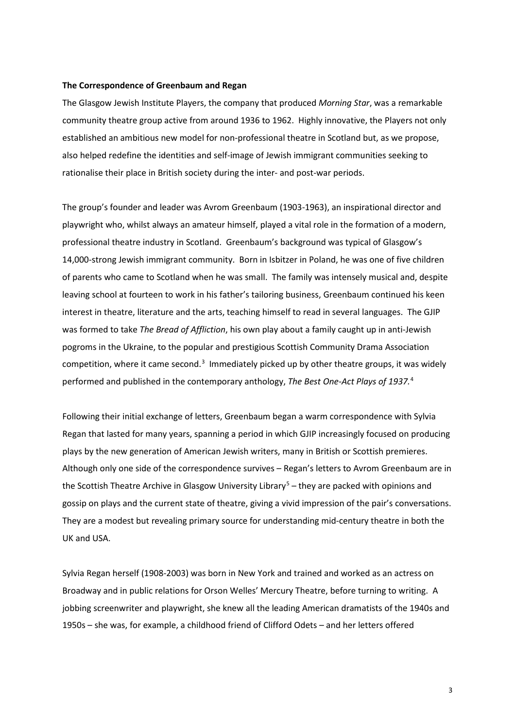**The Correspondence of Greenbaum and Regan**

The Glasgow Jewish Institute Players, the company that produced *Morning Star*, was a remarkable community theatre group active from around 1936 to 1962. Highly innovative, the Players not only established an ambitious new model for non-professional theatre in Scotland but, as we propose, also helped redefine the identities and self-image of Jewish immigrant communities seeking to rationalise their place in British society during the inter- and post-war periods.

The group's founder and leader was Avrom Greenbaum (1903-1963), an inspirational director and playwright who, whilst always an amateur himself, played a vital role in the formation of a modern, professional theatre industry in Scotland. Greenbaum's background was typical of Glasgow's 14,000-strong Jewish immigrant community. Born in Isbitzer in Poland, he was one of five children of parents who came to Scotland when he was small. The family was intensely musical and, despite leaving school at fourteen to work in his father's tailoring business, Greenbaum continued his keen interest in theatre, literature and the arts, teaching himself to read in several languages. The GJIP was formed to take *The Bread of Affliction*, his own play about a family caught up in anti-Jewish pogroms in the Ukraine, to the popular and prestigious Scottish Community Drama Association competition, where it came second.[3] Immediately picked up by other theatre groups, it was widely performed and published in the contemporary anthology, *The Best One-Act Plays of 1937.*[4]

Following their initial exchange of letters, Greenbaum began a warm correspondence with Sylvia Regan that lasted for many years, spanning a period in which GJIP increasingly focused on producing plays by the new generation of American Jewish writers, many in British or Scottish premieres. Although only one side of the correspondence survives – Regan's letters to Avrom Greenbaum are in the Scottish Theatre Archive in Glasgow University Library[5] – they are packed with opinions and gossip on plays and the current state of theatre, giving a vivid impression of the pair's conversations. They are a modest but revealing primary source for understanding mid-century theatre in both the UK and USA.

Sylvia Regan herself (1908-2003) was born in New York and trained and worked as an actress on Broadway and in public relations for Orson Welles' Mercury Theatre, before turning to writing. A jobbing screenwriter and playwright, she knew all the leading American dramatists of the 1940s and 1950s – she was, for example, a childhood friend of Clifford Odets – and her letters offered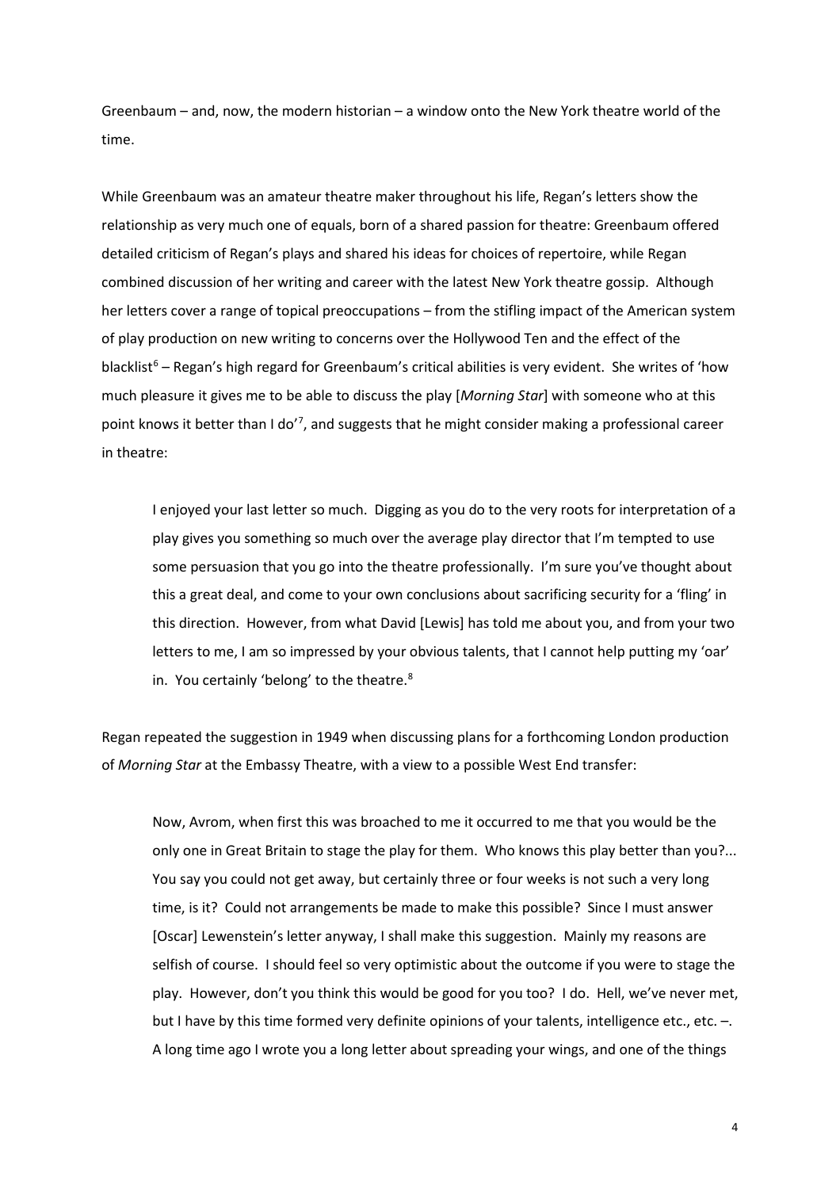Greenbaum – and, now, the modern historian – a window onto the New York theatre world of the time.

While Greenbaum was an amateur theatre maker throughout his life, Regan's letters show the relationship as very much one of equals, born of a shared passion for theatre: Greenbaum offered detailed criticism of Regan's plays and shared his ideas for choices of repertoire, while Regan combined discussion of her writing and career with the latest New York theatre gossip. Although her letters cover a range of topical preoccupations – from the stifling impact of the American system of play production on new writing to concerns over the Hollywood Ten and the effect of the blacklist[6] – Regan's high regard for Greenbaum's critical abilities is very evident. She writes of 'how much pleasure it gives me to be able to discuss the play [*Morning Star*] with someone who at this point knows it better than I do'[7], and suggests that he might consider making a professional career in theatre:

> I enjoyed your last letter so much. Digging as you do to the very roots for interpretation of a play gives you something so much over the average play director that I'm tempted to use some persuasion that you go into the theatre professionally. I'm sure you've thought about this a great deal, and come to your own conclusions about sacrificing security for a 'fling' in this direction. However, from what David [Lewis] has told me about you, and from your two letters to me, I am so impressed by your obvious talents, that I cannot help putting my 'oar' in. You certainly 'belong' to the theatre.[8]

Regan repeated the suggestion in 1949 when discussing plans for a forthcoming London production of *Morning Star* at the Embassy Theatre, with a view to a possible West End transfer:

> Now, Avrom, when first this was broached to me it occurred to me that you would be the only one in Great Britain to stage the play for them. Who knows this play better than you?... You say you could not get away, but certainly three or four weeks is not such a very long time, is it? Could not arrangements be made to make this possible? Since I must answer [Oscar] Lewenstein's letter anyway, I shall make this suggestion. Mainly my reasons are selfish of course. I should feel so very optimistic about the outcome if you were to stage the play. However, don't you think this would be good for you too? I do. Hell, we've never met, but I have by this time formed very definite opinions of your talents, intelligence etc., etc. –. A long time ago I wrote you a long letter about spreading your wings, and one of the things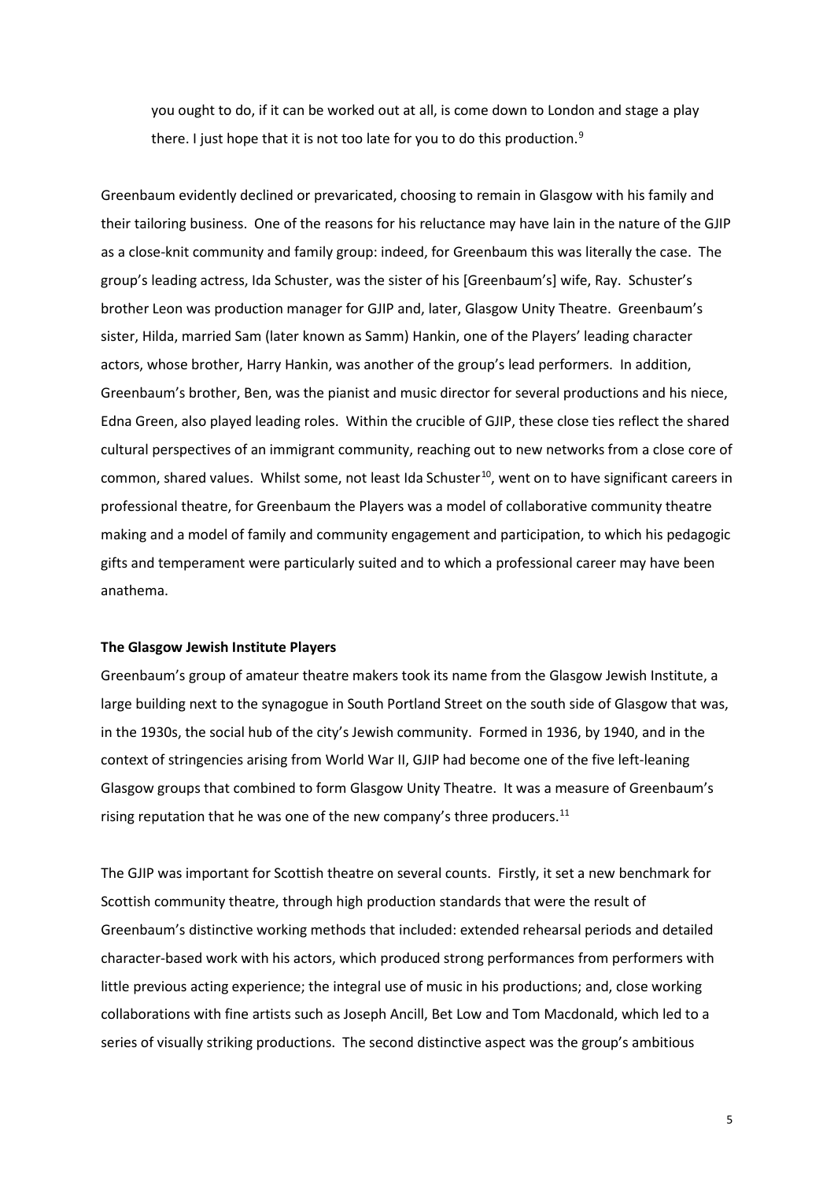> you ought to do, if it can be worked out at all, is come down to London and stage a play there. I just hope that it is not too late for you to do this production.[9]

Greenbaum evidently declined or prevaricated, choosing to remain in Glasgow with his family and their tailoring business. One of the reasons for his reluctance may have lain in the nature of the GJIP as a close-knit community and family group: indeed, for Greenbaum this was literally the case. The group's leading actress, Ida Schuster, was the sister of his [Greenbaum's] wife, Ray. Schuster's brother Leon was production manager for GJIP and, later, Glasgow Unity Theatre. Greenbaum's sister, Hilda, married Sam (later known as Samm) Hankin, one of the Players' leading character actors, whose brother, Harry Hankin, was another of the group's lead performers. In addition, Greenbaum's brother, Ben, was the pianist and music director for several productions and his niece, Edna Green, also played leading roles. Within the crucible of GJIP, these close ties reflect the shared cultural perspectives of an immigrant community, reaching out to new networks from a close core of common, shared values. Whilst some, not least Ida Schuster[10], went on to have significant careers in professional theatre, for Greenbaum the Players was a model of collaborative community theatre making and a model of family and community engagement and participation, to which his pedagogic gifts and temperament were particularly suited and to which a professional career may have been anathema.

**The Glasgow Jewish Institute Players**

Greenbaum's group of amateur theatre makers took its name from the Glasgow Jewish Institute, a large building next to the synagogue in South Portland Street on the south side of Glasgow that was, in the 1930s, the social hub of the city's Jewish community. Formed in 1936, by 1940, and in the context of stringencies arising from World War II, GJIP had become one of the five left-leaning Glasgow groups that combined to form Glasgow Unity Theatre. It was a measure of Greenbaum's rising reputation that he was one of the new company's three producers.[11]

The GJIP was important for Scottish theatre on several counts. Firstly, it set a new benchmark for Scottish community theatre, through high production standards that were the result of Greenbaum's distinctive working methods that included: extended rehearsal periods and detailed character-based work with his actors, which produced strong performances from performers with little previous acting experience; the integral use of music in his productions; and, close working collaborations with fine artists such as Joseph Ancill, Bet Low and Tom Macdonald, which led to a series of visually striking productions. The second distinctive aspect was the group's ambitious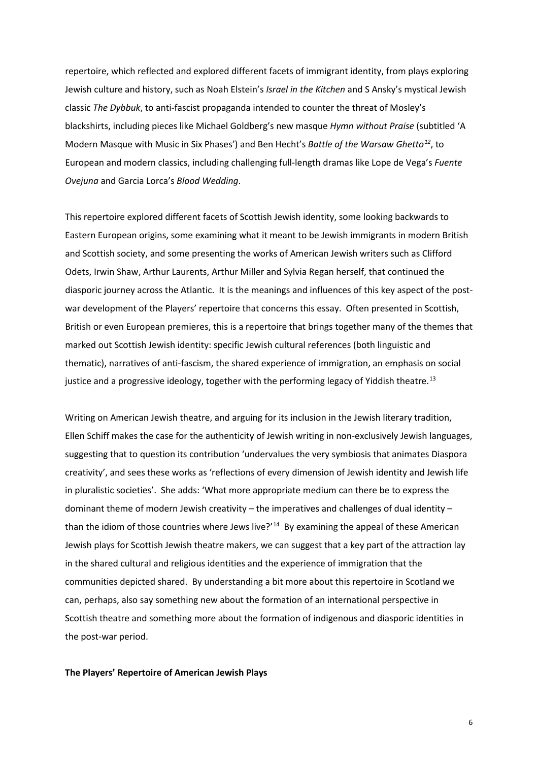repertoire, which reflected and explored different facets of immigrant identity, from plays exploring Jewish culture and history, such as Noah Elstein's *Israel in the Kitchen* and S Ansky's mystical Jewish classic *The Dybbuk*, to anti-fascist propaganda intended to counter the threat of Mosley's blackshirts, including pieces like Michael Goldberg's new masque *Hymn without Praise* (subtitled 'A Modern Masque with Music in Six Phases') and Ben Hecht's *Battle of the Warsaw Ghetto*[12], to European and modern classics, including challenging full-length dramas like Lope de Vega's *Fuente Ovejuna* and Garcia Lorca's *Blood Wedding*.

This repertoire explored different facets of Scottish Jewish identity, some looking backwards to Eastern European origins, some examining what it meant to be Jewish immigrants in modern British and Scottish society, and some presenting the works of American Jewish writers such as Clifford Odets, Irwin Shaw, Arthur Laurents, Arthur Miller and Sylvia Regan herself, that continued the diasporic journey across the Atlantic. It is the meanings and influences of this key aspect of the post-war development of the Players' repertoire that concerns this essay. Often presented in Scottish, British or even European premieres, this is a repertoire that brings together many of the themes that marked out Scottish Jewish identity: specific Jewish cultural references (both linguistic and thematic), narratives of anti-fascism, the shared experience of immigration, an emphasis on social justice and a progressive ideology, together with the performing legacy of Yiddish theatre.[13]

Writing on American Jewish theatre, and arguing for its inclusion in the Jewish literary tradition, Ellen Schiff makes the case for the authenticity of Jewish writing in non-exclusively Jewish languages, suggesting that to question its contribution 'undervalues the very symbiosis that animates Diaspora creativity', and sees these works as 'reflections of every dimension of Jewish identity and Jewish life in pluralistic societies'. She adds: 'What more appropriate medium can there be to express the dominant theme of modern Jewish creativity – the imperatives and challenges of dual identity – than the idiom of those countries where Jews live?'[14] By examining the appeal of these American Jewish plays for Scottish Jewish theatre makers, we can suggest that a key part of the attraction lay in the shared cultural and religious identities and the experience of immigration that the communities depicted shared. By understanding a bit more about this repertoire in Scotland we can, perhaps, also say something new about the formation of an international perspective in Scottish theatre and something more about the formation of indigenous and diasporic identities in the post-war period.

**The Players' Repertoire of American Jewish Plays**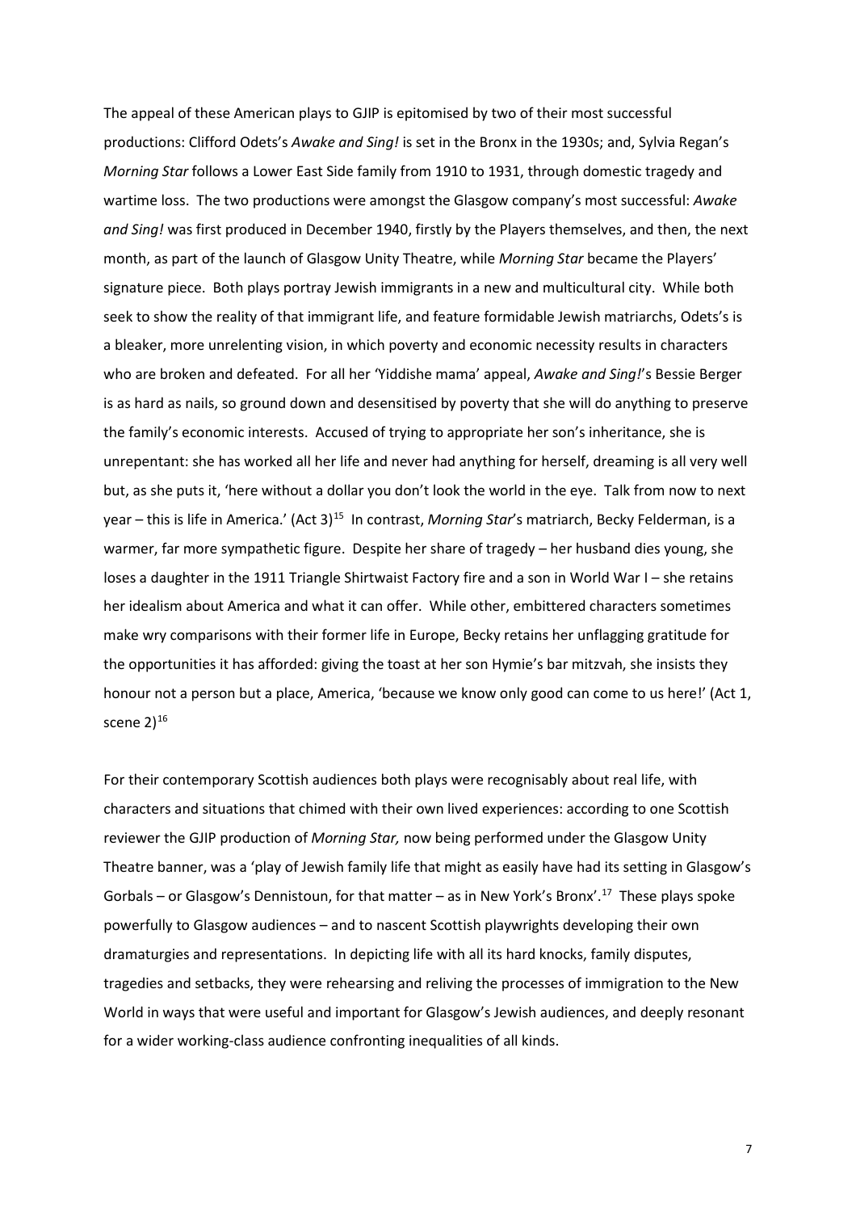The appeal of these American plays to GJIP is epitomised by two of their most successful productions: Clifford Odets's *Awake and Sing!* is set in the Bronx in the 1930s; and, Sylvia Regan's *Morning Star* follows a Lower East Side family from 1910 to 1931, through domestic tragedy and wartime loss. The two productions were amongst the Glasgow company's most successful: *Awake and Sing!* was first produced in December 1940, firstly by the Players themselves, and then, the next month, as part of the launch of Glasgow Unity Theatre, while *Morning Star* became the Players' signature piece. Both plays portray Jewish immigrants in a new and multicultural city. While both seek to show the reality of that immigrant life, and feature formidable Jewish matriarchs, Odets's is a bleaker, more unrelenting vision, in which poverty and economic necessity results in characters who are broken and defeated. For all her 'Yiddishe mama' appeal, *Awake and Sing!*'s Bessie Berger is as hard as nails, so ground down and desensitised by poverty that she will do anything to preserve the family's economic interests. Accused of trying to appropriate her son's inheritance, she is unrepentant: she has worked all her life and never had anything for herself, dreaming is all very well but, as she puts it, 'here without a dollar you don't look the world in the eye. Talk from now to next year – this is life in America.' (Act 3)[15] In contrast, *Morning Star*'s matriarch, Becky Felderman, is a warmer, far more sympathetic figure. Despite her share of tragedy – her husband dies young, she loses a daughter in the 1911 Triangle Shirtwaist Factory fire and a son in World War I – she retains her idealism about America and what it can offer. While other, embittered characters sometimes make wry comparisons with their former life in Europe, Becky retains her unflagging gratitude for the opportunities it has afforded: giving the toast at her son Hymie's bar mitzvah, she insists they honour not a person but a place, America, 'because we know only good can come to us here!' (Act 1, scene 2)[16]

For their contemporary Scottish audiences both plays were recognisably about real life, with characters and situations that chimed with their own lived experiences: according to one Scottish reviewer the GJIP production of *Morning Star,* now being performed under the Glasgow Unity Theatre banner, was a 'play of Jewish family life that might as easily have had its setting in Glasgow's Gorbals – or Glasgow's Dennistoun, for that matter – as in New York's Bronx'.[17] These plays spoke powerfully to Glasgow audiences – and to nascent Scottish playwrights developing their own dramaturgies and representations. In depicting life with all its hard knocks, family disputes, tragedies and setbacks, they were rehearsing and reliving the processes of immigration to the New World in ways that were useful and important for Glasgow's Jewish audiences, and deeply resonant for a wider working-class audience confronting inequalities of all kinds.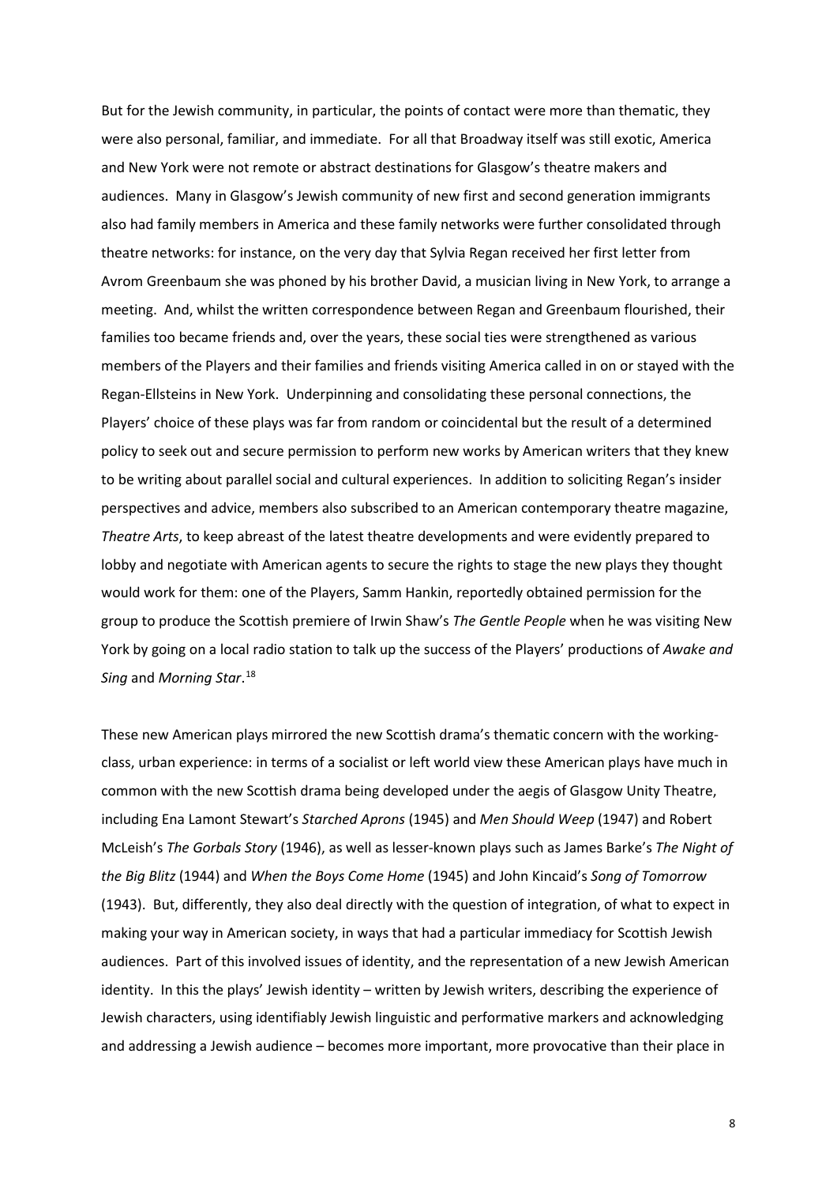But for the Jewish community, in particular, the points of contact were more than thematic, they were also personal, familiar, and immediate. For all that Broadway itself was still exotic, America and New York were not remote or abstract destinations for Glasgow's theatre makers and audiences. Many in Glasgow's Jewish community of new first and second generation immigrants also had family members in America and these family networks were further consolidated through theatre networks: for instance, on the very day that Sylvia Regan received her first letter from Avrom Greenbaum she was phoned by his brother David, a musician living in New York, to arrange a meeting. And, whilst the written correspondence between Regan and Greenbaum flourished, their families too became friends and, over the years, these social ties were strengthened as various members of the Players and their families and friends visiting America called in on or stayed with the Regan-Ellsteins in New York. Underpinning and consolidating these personal connections, the Players' choice of these plays was far from random or coincidental but the result of a determined policy to seek out and secure permission to perform new works by American writers that they knew to be writing about parallel social and cultural experiences. In addition to soliciting Regan's insider perspectives and advice, members also subscribed to an American contemporary theatre magazine, *Theatre Arts*, to keep abreast of the latest theatre developments and were evidently prepared to lobby and negotiate with American agents to secure the rights to stage the new plays they thought would work for them: one of the Players, Samm Hankin, reportedly obtained permission for the group to produce the Scottish premiere of Irwin Shaw's *The Gentle People* when he was visiting New York by going on a local radio station to talk up the success of the Players' productions of *Awake and Sing* and *Morning Star*.[18]

These new American plays mirrored the new Scottish drama's thematic concern with the working-class, urban experience: in terms of a socialist or left world view these American plays have much in common with the new Scottish drama being developed under the aegis of Glasgow Unity Theatre, including Ena Lamont Stewart's *Starched Aprons* (1945) and *Men Should Weep* (1947) and Robert McLeish's *The Gorbals Story* (1946), as well as lesser-known plays such as James Barke's *The Night of the Big Blitz* (1944) and *When the Boys Come Home* (1945) and John Kincaid's *Song of Tomorrow* (1943). But, differently, they also deal directly with the question of integration, of what to expect in making your way in American society, in ways that had a particular immediacy for Scottish Jewish audiences. Part of this involved issues of identity, and the representation of a new Jewish American identity. In this the plays' Jewish identity – written by Jewish writers, describing the experience of Jewish characters, using identifiably Jewish linguistic and performative markers and acknowledging and addressing a Jewish audience – becomes more important, more provocative than their place in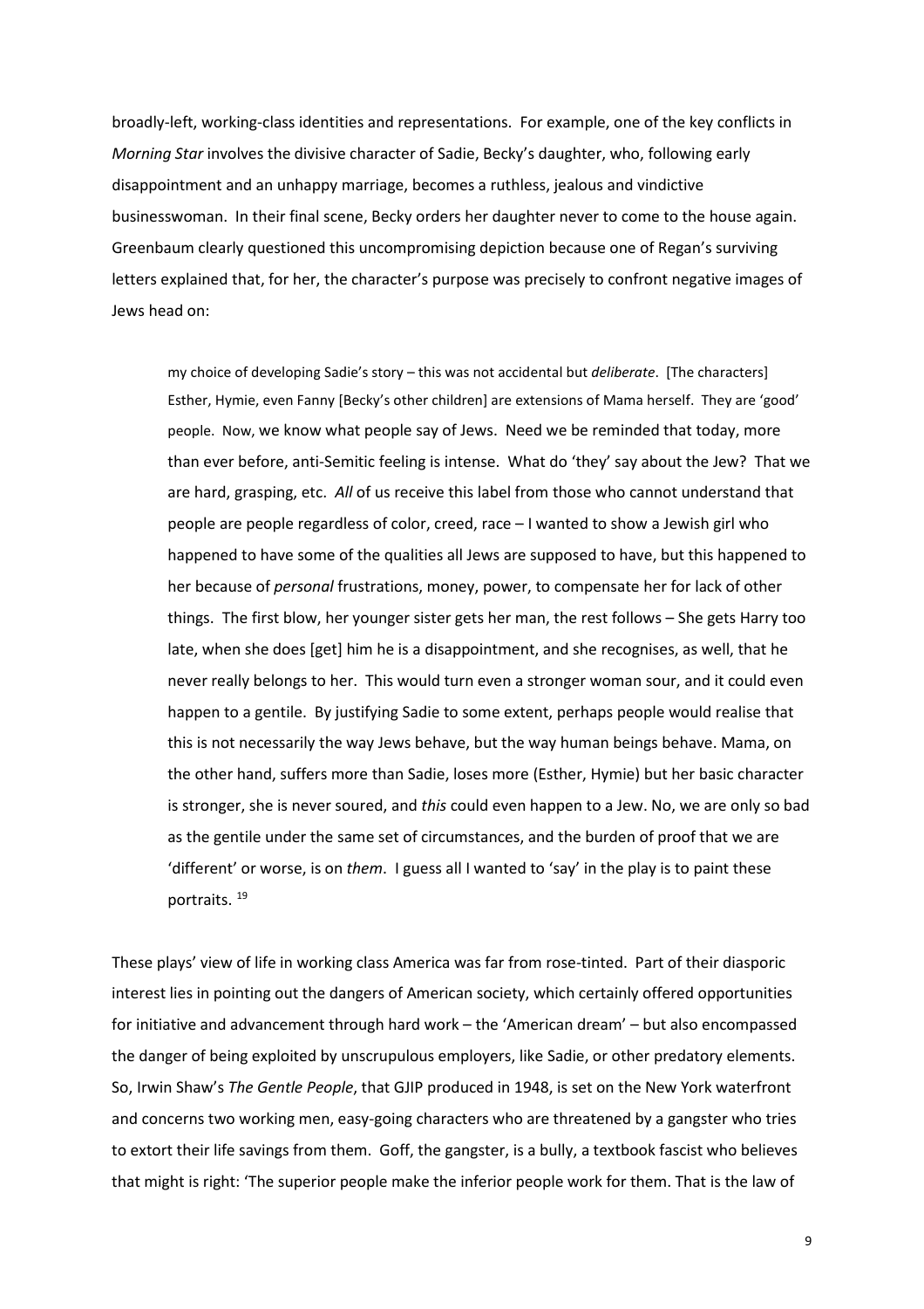broadly-left, working-class identities and representations. For example, one of the key conflicts in *Morning Star* involves the divisive character of Sadie, Becky's daughter, who, following early disappointment and an unhappy marriage, becomes a ruthless, jealous and vindictive businesswoman. In their final scene, Becky orders her daughter never to come to the house again. Greenbaum clearly questioned this uncompromising depiction because one of Regan's surviving letters explained that, for her, the character's purpose was precisely to confront negative images of Jews head on:

> my choice of developing Sadie's story – this was not accidental but *deliberate*. [The characters] Esther, Hymie, even Fanny [Becky's other children] are extensions of Mama herself. They are 'good' people. Now, we know what people say of Jews. Need we be reminded that today, more than ever before, anti-Semitic feeling is intense. What do 'they' say about the Jew? That we are hard, grasping, etc. *All* of us receive this label from those who cannot understand that people are people regardless of color, creed, race – I wanted to show a Jewish girl who happened to have some of the qualities all Jews are supposed to have, but this happened to her because of *personal* frustrations, money, power, to compensate her for lack of other things. The first blow, her younger sister gets her man, the rest follows – She gets Harry too late, when she does [get] him he is a disappointment, and she recognises, as well, that he never really belongs to her. This would turn even a stronger woman sour, and it could even happen to a gentile. By justifying Sadie to some extent, perhaps people would realise that this is not necessarily the way Jews behave, but the way human beings behave. Mama, on the other hand, suffers more than Sadie, loses more (Esther, Hymie) but her basic character is stronger, she is never soured, and *this* could even happen to a Jew. No, we are only so bad as the gentile under the same set of circumstances, and the burden of proof that we are 'different' or worse, is on *them*. I guess all I wanted to 'say' in the play is to paint these portraits. [19]

These plays' view of life in working class America was far from rose-tinted. Part of their diasporic interest lies in pointing out the dangers of American society, which certainly offered opportunities for initiative and advancement through hard work – the 'American dream' – but also encompassed the danger of being exploited by unscrupulous employers, like Sadie, or other predatory elements. So, Irwin Shaw's *The Gentle People*, that GJIP produced in 1948, is set on the New York waterfront and concerns two working men, easy-going characters who are threatened by a gangster who tries to extort their life savings from them. Goff, the gangster, is a bully, a textbook fascist who believes that might is right: 'The superior people make the inferior people work for them. That is the law of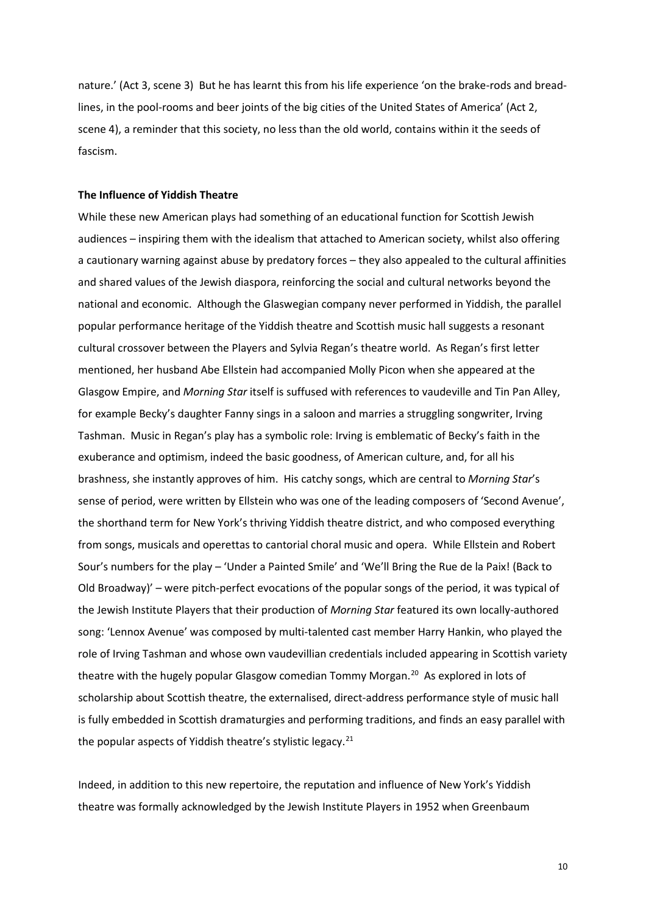nature.' (Act 3, scene 3) But he has learnt this from his life experience 'on the brake-rods and bread-lines, in the pool-rooms and beer joints of the big cities of the United States of America' (Act 2, scene 4), a reminder that this society, no less than the old world, contains within it the seeds of fascism.

**The Influence of Yiddish Theatre**

While these new American plays had something of an educational function for Scottish Jewish audiences – inspiring them with the idealism that attached to American society, whilst also offering a cautionary warning against abuse by predatory forces – they also appealed to the cultural affinities and shared values of the Jewish diaspora, reinforcing the social and cultural networks beyond the national and economic. Although the Glaswegian company never performed in Yiddish, the parallel popular performance heritage of the Yiddish theatre and Scottish music hall suggests a resonant cultural crossover between the Players and Sylvia Regan's theatre world. As Regan's first letter mentioned, her husband Abe Ellstein had accompanied Molly Picon when she appeared at the Glasgow Empire, and *Morning Star* itself is suffused with references to vaudeville and Tin Pan Alley, for example Becky's daughter Fanny sings in a saloon and marries a struggling songwriter, Irving Tashman. Music in Regan's play has a symbolic role: Irving is emblematic of Becky's faith in the exuberance and optimism, indeed the basic goodness, of American culture, and, for all his brashness, she instantly approves of him. His catchy songs, which are central to *Morning Star*'s sense of period, were written by Ellstein who was one of the leading composers of 'Second Avenue', the shorthand term for New York's thriving Yiddish theatre district, and who composed everything from songs, musicals and operettas to cantorial choral music and opera. While Ellstein and Robert Sour's numbers for the play – 'Under a Painted Smile' and 'We'll Bring the Rue de la Paix! (Back to Old Broadway)' – were pitch-perfect evocations of the popular songs of the period, it was typical of the Jewish Institute Players that their production of *Morning Star* featured its own locally-authored song: 'Lennox Avenue' was composed by multi-talented cast member Harry Hankin, who played the role of Irving Tashman and whose own vaudevillian credentials included appearing in Scottish variety theatre with the hugely popular Glasgow comedian Tommy Morgan.[20] As explored in lots of scholarship about Scottish theatre, the externalised, direct-address performance style of music hall is fully embedded in Scottish dramaturgies and performing traditions, and finds an easy parallel with the popular aspects of Yiddish theatre's stylistic legacy.[21]

Indeed, in addition to this new repertoire, the reputation and influence of New York's Yiddish theatre was formally acknowledged by the Jewish Institute Players in 1952 when Greenbaum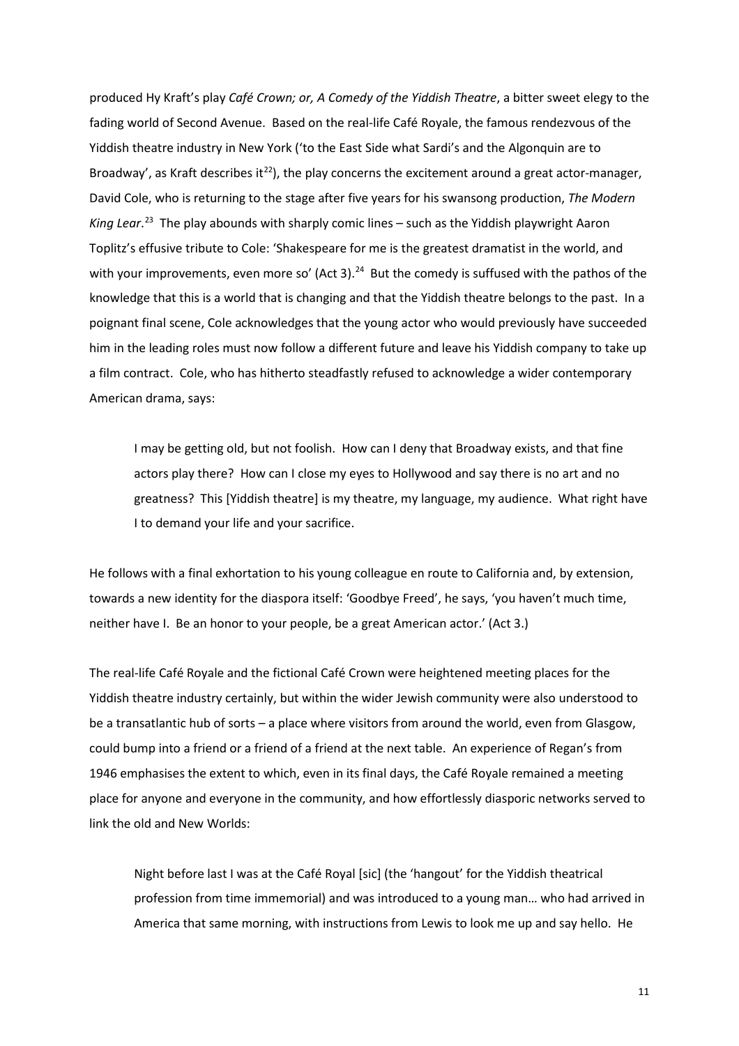produced Hy Kraft's play *Café Crown; or, A Comedy of the Yiddish Theatre*, a bitter sweet elegy to the fading world of Second Avenue. Based on the real-life Café Royale, the famous rendezvous of the Yiddish theatre industry in New York ('to the East Side what Sardi's and the Algonquin are to Broadway', as Kraft describes it[22]), the play concerns the excitement around a great actor-manager, David Cole, who is returning to the stage after five years for his swansong production, *The Modern King Lear*.[23] The play abounds with sharply comic lines – such as the Yiddish playwright Aaron Toplitz's effusive tribute to Cole: 'Shakespeare for me is the greatest dramatist in the world, and with your improvements, even more so' (Act 3).[24] But the comedy is suffused with the pathos of the knowledge that this is a world that is changing and that the Yiddish theatre belongs to the past. In a poignant final scene, Cole acknowledges that the young actor who would previously have succeeded him in the leading roles must now follow a different future and leave his Yiddish company to take up a film contract. Cole, who has hitherto steadfastly refused to acknowledge a wider contemporary American drama, says:

> I may be getting old, but not foolish. How can I deny that Broadway exists, and that fine actors play there? How can I close my eyes to Hollywood and say there is no art and no greatness? This [Yiddish theatre] is my theatre, my language, my audience. What right have I to demand your life and your sacrifice.

He follows with a final exhortation to his young colleague en route to California and, by extension, towards a new identity for the diaspora itself: 'Goodbye Freed', he says, 'you haven't much time, neither have I. Be an honor to your people, be a great American actor.' (Act 3.)

The real-life Café Royale and the fictional Café Crown were heightened meeting places for the Yiddish theatre industry certainly, but within the wider Jewish community were also understood to be a transatlantic hub of sorts – a place where visitors from around the world, even from Glasgow, could bump into a friend or a friend of a friend at the next table. An experience of Regan's from 1946 emphasises the extent to which, even in its final days, the Café Royale remained a meeting place for anyone and everyone in the community, and how effortlessly diasporic networks served to link the old and New Worlds:

> Night before last I was at the Café Royal [sic] (the 'hangout' for the Yiddish theatrical profession from time immemorial) and was introduced to a young man… who had arrived in America that same morning, with instructions from Lewis to look me up and say hello. He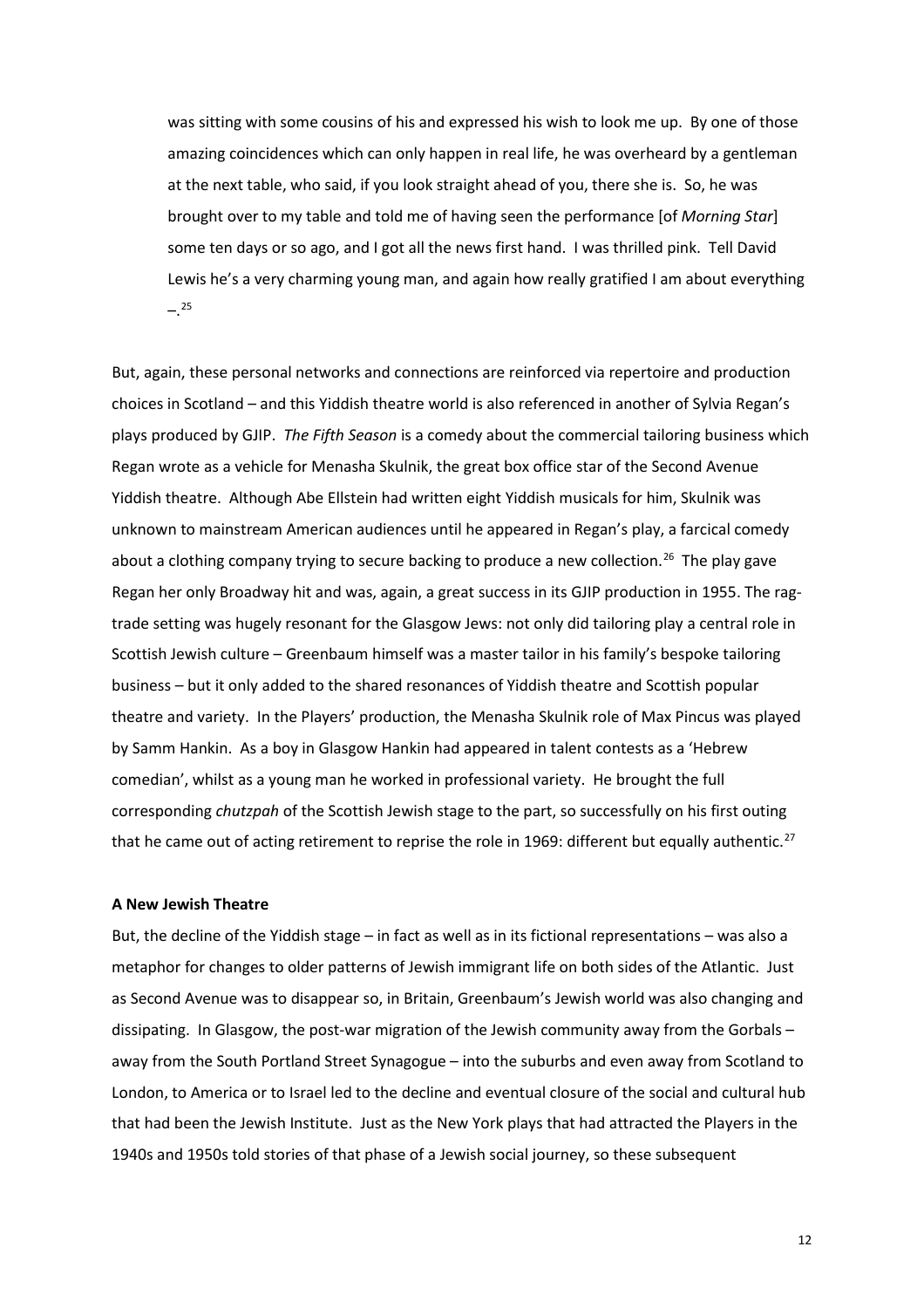> was sitting with some cousins of his and expressed his wish to look me up. By one of those amazing coincidences which can only happen in real life, he was overheard by a gentleman at the next table, who said, if you look straight ahead of you, there she is. So, he was brought over to my table and told me of having seen the performance [of *Morning Star*] some ten days or so ago, and I got all the news first hand. I was thrilled pink. Tell David Lewis he's a very charming young man, and again how really gratified I am about everything –.[25]

But, again, these personal networks and connections are reinforced via repertoire and production choices in Scotland – and this Yiddish theatre world is also referenced in another of Sylvia Regan's plays produced by GJIP. *The Fifth Season* is a comedy about the commercial tailoring business which Regan wrote as a vehicle for Menasha Skulnik, the great box office star of the Second Avenue Yiddish theatre. Although Abe Ellstein had written eight Yiddish musicals for him, Skulnik was unknown to mainstream American audiences until he appeared in Regan's play, a farcical comedy about a clothing company trying to secure backing to produce a new collection.[26] The play gave Regan her only Broadway hit and was, again, a great success in its GJIP production in 1955. The rag-trade setting was hugely resonant for the Glasgow Jews: not only did tailoring play a central role in Scottish Jewish culture – Greenbaum himself was a master tailor in his family's bespoke tailoring business – but it only added to the shared resonances of Yiddish theatre and Scottish popular theatre and variety. In the Players' production, the Menasha Skulnik role of Max Pincus was played by Samm Hankin. As a boy in Glasgow Hankin had appeared in talent contests as a 'Hebrew comedian', whilst as a young man he worked in professional variety. He brought the full corresponding *chutzpah* of the Scottish Jewish stage to the part, so successfully on his first outing that he came out of acting retirement to reprise the role in 1969: different but equally authentic.[27]

**A New Jewish Theatre**

But, the decline of the Yiddish stage – in fact as well as in its fictional representations – was also a metaphor for changes to older patterns of Jewish immigrant life on both sides of the Atlantic. Just as Second Avenue was to disappear so, in Britain, Greenbaum's Jewish world was also changing and dissipating. In Glasgow, the post-war migration of the Jewish community away from the Gorbals – away from the South Portland Street Synagogue – into the suburbs and even away from Scotland to London, to America or to Israel led to the decline and eventual closure of the social and cultural hub that had been the Jewish Institute. Just as the New York plays that had attracted the Players in the 1940s and 1950s told stories of that phase of a Jewish social journey, so these subsequent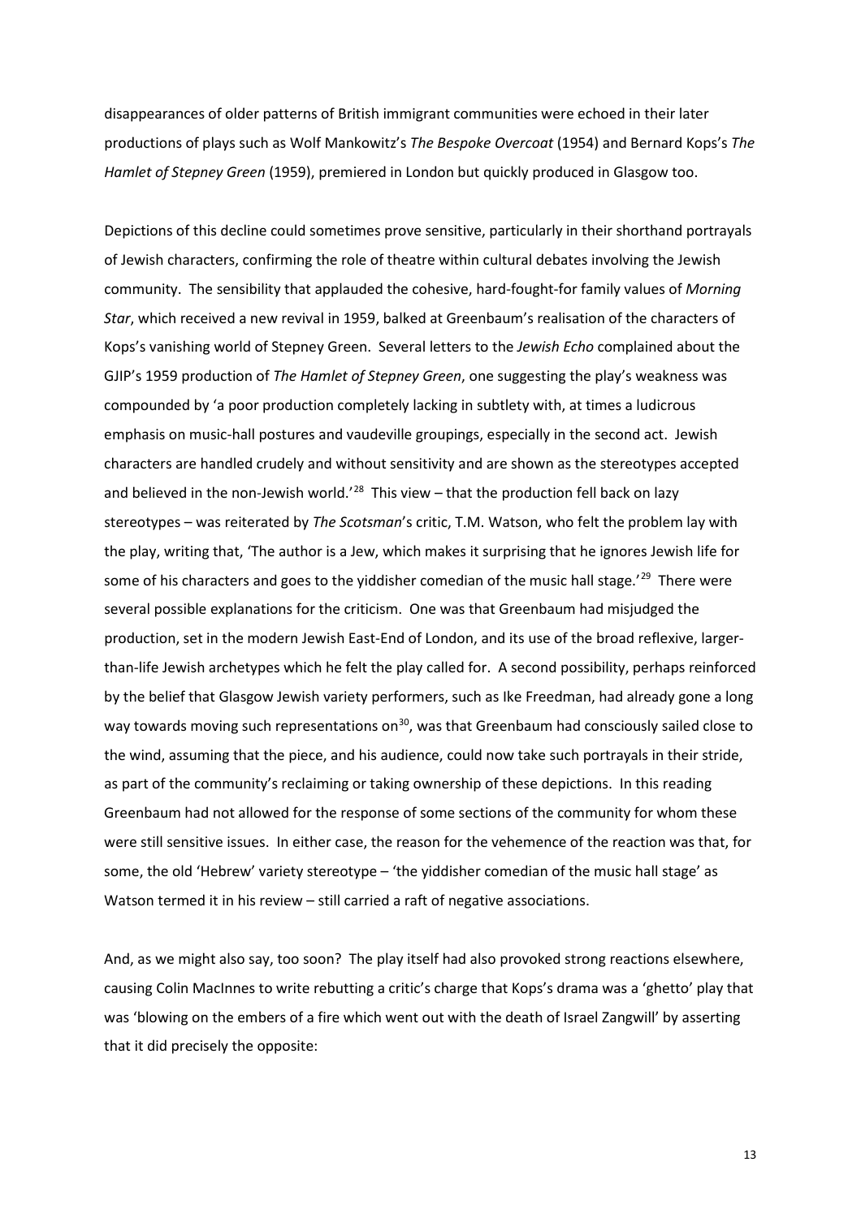disappearances of older patterns of British immigrant communities were echoed in their later productions of plays such as Wolf Mankowitz's *The Bespoke Overcoat* (1954) and Bernard Kops's *The Hamlet of Stepney Green* (1959), premiered in London but quickly produced in Glasgow too.

Depictions of this decline could sometimes prove sensitive, particularly in their shorthand portrayals of Jewish characters, confirming the role of theatre within cultural debates involving the Jewish community. The sensibility that applauded the cohesive, hard-fought-for family values of *Morning Star*, which received a new revival in 1959, balked at Greenbaum's realisation of the characters of Kops's vanishing world of Stepney Green. Several letters to the *Jewish Echo* complained about the GJIP's 1959 production of *The Hamlet of Stepney Green*, one suggesting the play's weakness was compounded by 'a poor production completely lacking in subtlety with, at times a ludicrous emphasis on music-hall postures and vaudeville groupings, especially in the second act. Jewish characters are handled crudely and without sensitivity and are shown as the stereotypes accepted and believed in the non-Jewish world.'[28] This view – that the production fell back on lazy stereotypes – was reiterated by *The Scotsman*'s critic, T.M. Watson, who felt the problem lay with the play, writing that, 'The author is a Jew, which makes it surprising that he ignores Jewish life for some of his characters and goes to the yiddisher comedian of the music hall stage.'[29] There were several possible explanations for the criticism. One was that Greenbaum had misjudged the production, set in the modern Jewish East-End of London, and its use of the broad reflexive, larger-than-life Jewish archetypes which he felt the play called for. A second possibility, perhaps reinforced by the belief that Glasgow Jewish variety performers, such as Ike Freedman, had already gone a long way towards moving such representations on[30], was that Greenbaum had consciously sailed close to the wind, assuming that the piece, and his audience, could now take such portrayals in their stride, as part of the community's reclaiming or taking ownership of these depictions. In this reading Greenbaum had not allowed for the response of some sections of the community for whom these were still sensitive issues. In either case, the reason for the vehemence of the reaction was that, for some, the old 'Hebrew' variety stereotype – 'the yiddisher comedian of the music hall stage' as Watson termed it in his review – still carried a raft of negative associations.

And, as we might also say, too soon? The play itself had also provoked strong reactions elsewhere, causing Colin MacInnes to write rebutting a critic's charge that Kops's drama was a 'ghetto' play that was 'blowing on the embers of a fire which went out with the death of Israel Zangwill' by asserting that it did precisely the opposite: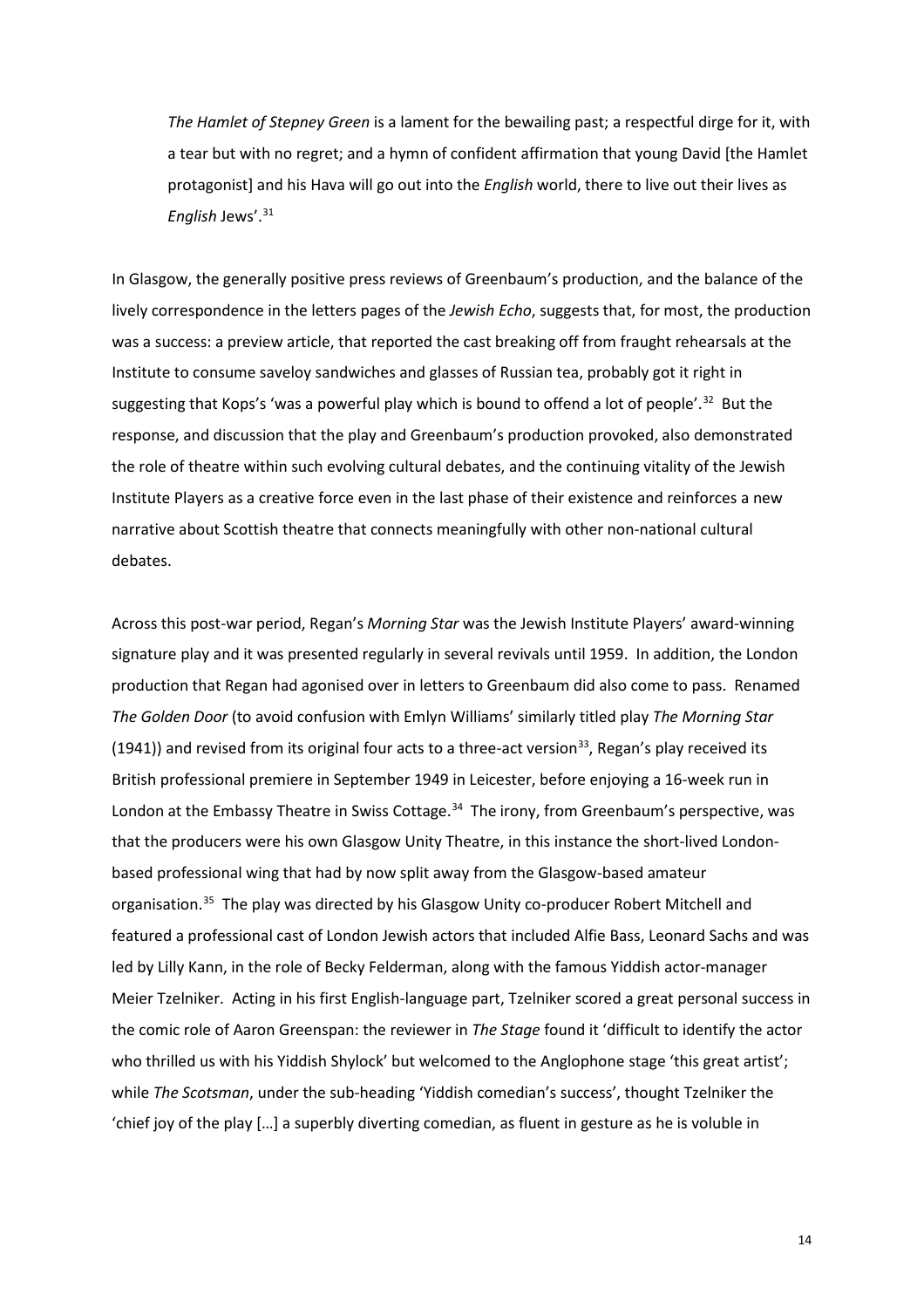> *The Hamlet of Stepney Green* is a lament for the bewailing past; a respectful dirge for it, with a tear but with no regret; and a hymn of confident affirmation that young David [the Hamlet protagonist] and his Hava will go out into the *English* world, there to live out their lives as *English* Jews'.[31]

In Glasgow, the generally positive press reviews of Greenbaum's production, and the balance of the lively correspondence in the letters pages of the *Jewish Echo*, suggests that, for most, the production was a success: a preview article, that reported the cast breaking off from fraught rehearsals at the Institute to consume saveloy sandwiches and glasses of Russian tea, probably got it right in suggesting that Kops's 'was a powerful play which is bound to offend a lot of people'.[32] But the response, and discussion that the play and Greenbaum's production provoked, also demonstrated the role of theatre within such evolving cultural debates, and the continuing vitality of the Jewish Institute Players as a creative force even in the last phase of their existence and reinforces a new narrative about Scottish theatre that connects meaningfully with other non-national cultural debates.

Across this post-war period, Regan's *Morning Star* was the Jewish Institute Players' award-winning signature play and it was presented regularly in several revivals until 1959. In addition, the London production that Regan had agonised over in letters to Greenbaum did also come to pass. Renamed *The Golden Door* (to avoid confusion with Emlyn Williams' similarly titled play *The Morning Star* (1941)) and revised from its original four acts to a three-act version[33], Regan's play received its British professional premiere in September 1949 in Leicester, before enjoying a 16-week run in London at the Embassy Theatre in Swiss Cottage.[34] The irony, from Greenbaum's perspective, was that the producers were his own Glasgow Unity Theatre, in this instance the short-lived London-based professional wing that had by now split away from the Glasgow-based amateur organisation.[35] The play was directed by his Glasgow Unity co-producer Robert Mitchell and featured a professional cast of London Jewish actors that included Alfie Bass, Leonard Sachs and was led by Lilly Kann, in the role of Becky Felderman, along with the famous Yiddish actor-manager Meier Tzelniker. Acting in his first English-language part, Tzelniker scored a great personal success in the comic role of Aaron Greenspan: the reviewer in *The Stage* found it 'difficult to identify the actor who thrilled us with his Yiddish Shylock' but welcomed to the Anglophone stage 'this great artist'; while *The Scotsman*, under the sub-heading 'Yiddish comedian's success', thought Tzelniker the 'chief joy of the play […] a superbly diverting comedian, as fluent in gesture as he is voluble in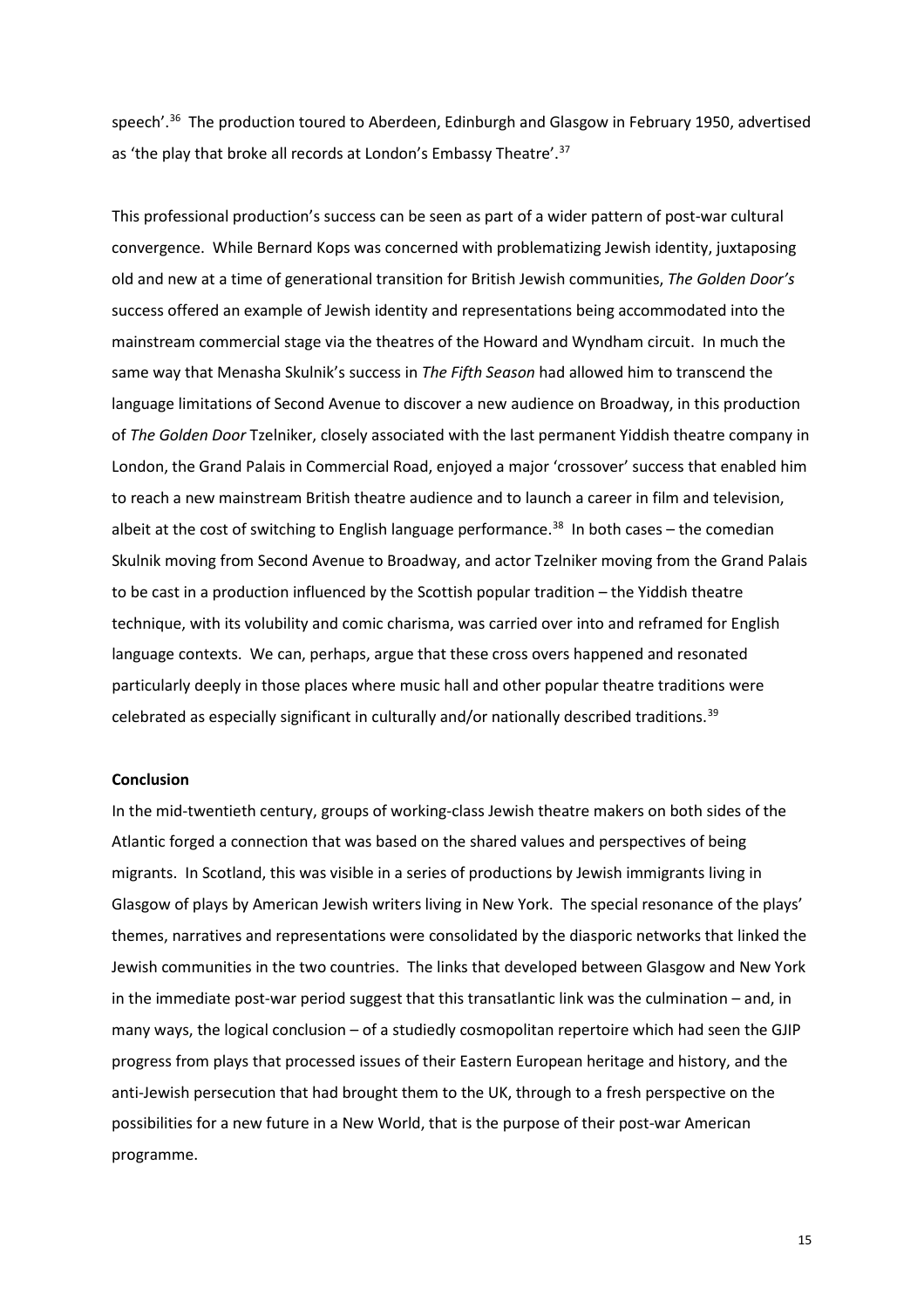speech'.[36] The production toured to Aberdeen, Edinburgh and Glasgow in February 1950, advertised as 'the play that broke all records at London's Embassy Theatre'.[37]

This professional production's success can be seen as part of a wider pattern of post-war cultural convergence. While Bernard Kops was concerned with problematizing Jewish identity, juxtaposing old and new at a time of generational transition for British Jewish communities, *The Golden Door's* success offered an example of Jewish identity and representations being accommodated into the mainstream commercial stage via the theatres of the Howard and Wyndham circuit. In much the same way that Menasha Skulnik's success in *The Fifth Season* had allowed him to transcend the language limitations of Second Avenue to discover a new audience on Broadway, in this production of *The Golden Door* Tzelniker, closely associated with the last permanent Yiddish theatre company in London, the Grand Palais in Commercial Road, enjoyed a major 'crossover' success that enabled him to reach a new mainstream British theatre audience and to launch a career in film and television, albeit at the cost of switching to English language performance.[38] In both cases – the comedian Skulnik moving from Second Avenue to Broadway, and actor Tzelniker moving from the Grand Palais to be cast in a production influenced by the Scottish popular tradition – the Yiddish theatre technique, with its volubility and comic charisma, was carried over into and reframed for English language contexts. We can, perhaps, argue that these cross overs happened and resonated particularly deeply in those places where music hall and other popular theatre traditions were celebrated as especially significant in culturally and/or nationally described traditions.[39]

**Conclusion**

In the mid-twentieth century, groups of working-class Jewish theatre makers on both sides of the Atlantic forged a connection that was based on the shared values and perspectives of being migrants. In Scotland, this was visible in a series of productions by Jewish immigrants living in Glasgow of plays by American Jewish writers living in New York. The special resonance of the plays' themes, narratives and representations were consolidated by the diasporic networks that linked the Jewish communities in the two countries. The links that developed between Glasgow and New York in the immediate post-war period suggest that this transatlantic link was the culmination – and, in many ways, the logical conclusion – of a studiedly cosmopolitan repertoire which had seen the GJIP progress from plays that processed issues of their Eastern European heritage and history, and the anti-Jewish persecution that had brought them to the UK, through to a fresh perspective on the possibilities for a new future in a New World, that is the purpose of their post-war American programme.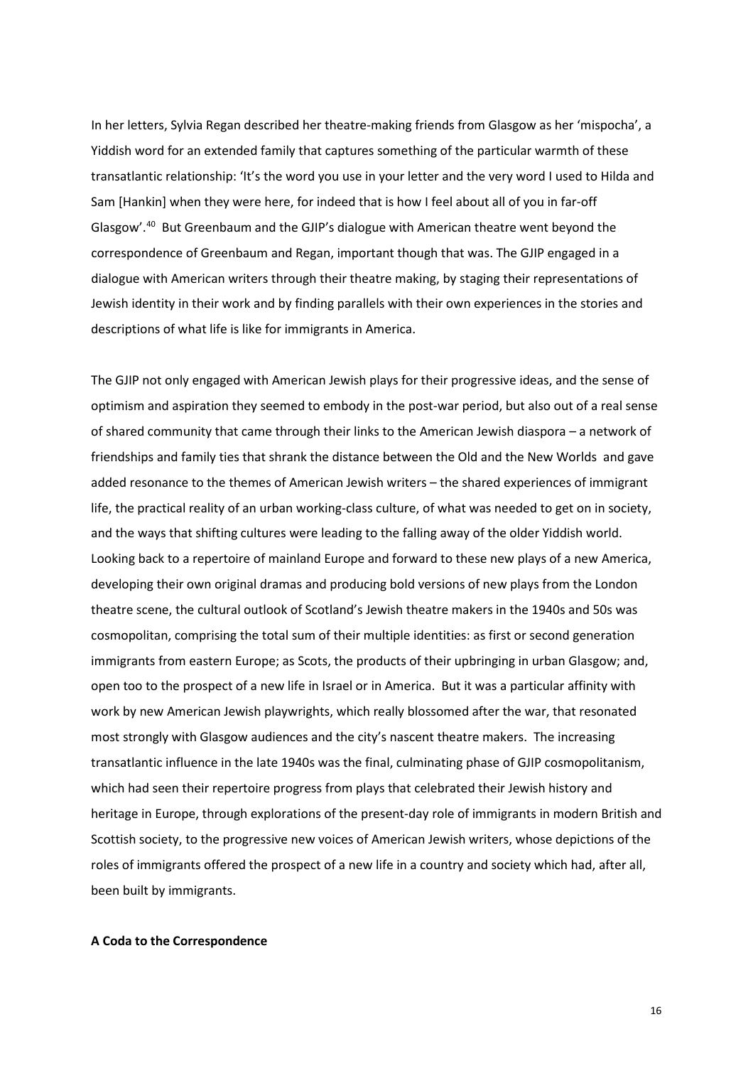In her letters, Sylvia Regan described her theatre-making friends from Glasgow as her 'mispocha', a Yiddish word for an extended family that captures something of the particular warmth of these transatlantic relationship: 'It's the word you use in your letter and the very word I used to Hilda and Sam [Hankin] when they were here, for indeed that is how I feel about all of you in far-off Glasgow'.[40] But Greenbaum and the GJIP's dialogue with American theatre went beyond the correspondence of Greenbaum and Regan, important though that was. The GJIP engaged in a dialogue with American writers through their theatre making, by staging their representations of Jewish identity in their work and by finding parallels with their own experiences in the stories and descriptions of what life is like for immigrants in America.

The GJIP not only engaged with American Jewish plays for their progressive ideas, and the sense of optimism and aspiration they seemed to embody in the post-war period, but also out of a real sense of shared community that came through their links to the American Jewish diaspora – a network of friendships and family ties that shrank the distance between the Old and the New Worlds and gave added resonance to the themes of American Jewish writers – the shared experiences of immigrant life, the practical reality of an urban working-class culture, of what was needed to get on in society, and the ways that shifting cultures were leading to the falling away of the older Yiddish world. Looking back to a repertoire of mainland Europe and forward to these new plays of a new America, developing their own original dramas and producing bold versions of new plays from the London theatre scene, the cultural outlook of Scotland's Jewish theatre makers in the 1940s and 50s was cosmopolitan, comprising the total sum of their multiple identities: as first or second generation immigrants from eastern Europe; as Scots, the products of their upbringing in urban Glasgow; and, open too to the prospect of a new life in Israel or in America. But it was a particular affinity with work by new American Jewish playwrights, which really blossomed after the war, that resonated most strongly with Glasgow audiences and the city's nascent theatre makers. The increasing transatlantic influence in the late 1940s was the final, culminating phase of GJIP cosmopolitanism, which had seen their repertoire progress from plays that celebrated their Jewish history and heritage in Europe, through explorations of the present-day role of immigrants in modern British and Scottish society, to the progressive new voices of American Jewish writers, whose depictions of the roles of immigrants offered the prospect of a new life in a country and society which had, after all, been built by immigrants.

**A Coda to the Correspondence**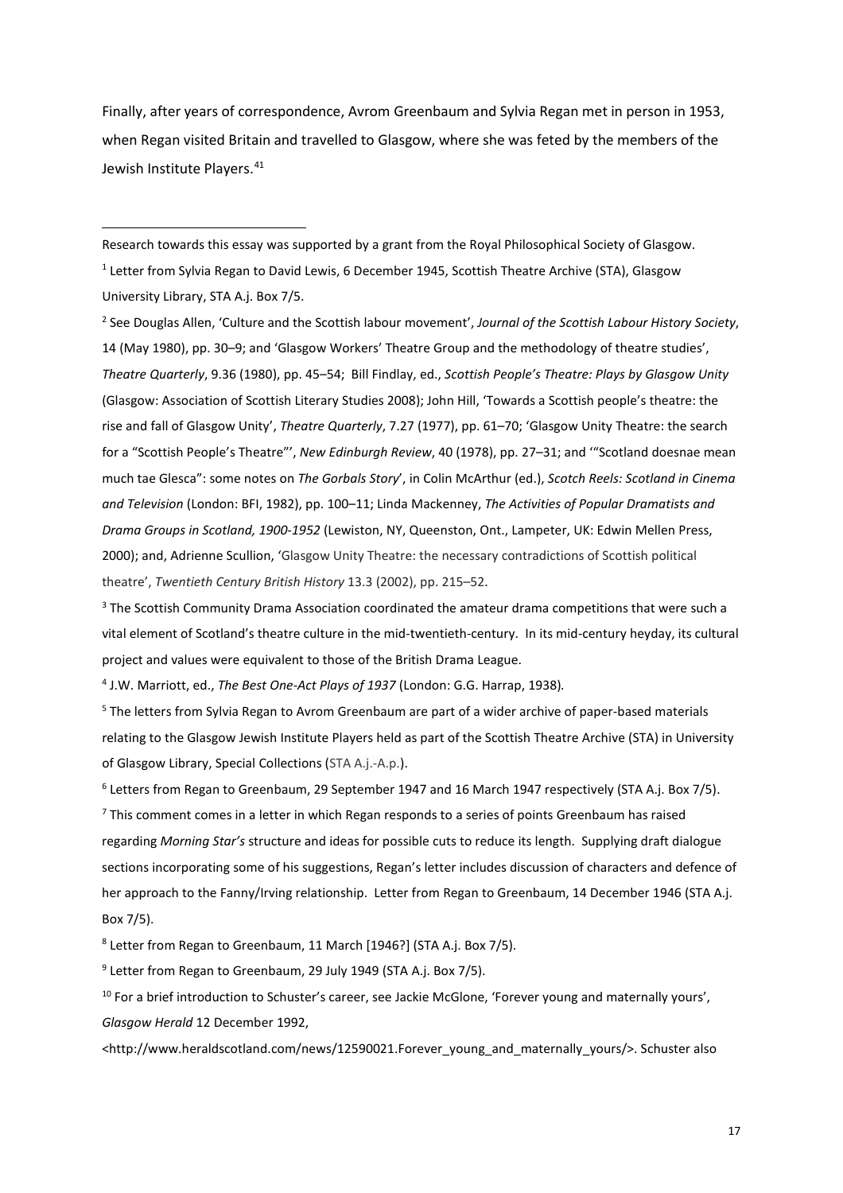Finally, after years of correspondence, Avrom Greenbaum and Sylvia Regan met in person in 1953, when Regan visited Britain and travelled to Glasgow, where she was feted by the members of the Jewish Institute Players.[41]

---

Research towards this essay was supported by a grant from the Royal Philosophical Society of Glasgow.

[1] Letter from Sylvia Regan to David Lewis, 6 December 1945, Scottish Theatre Archive (STA), Glasgow University Library, STA A.j. Box 7/5.

[2] See Douglas Allen, 'Culture and the Scottish labour movement', *Journal of the Scottish Labour History Society*, 14 (May 1980), pp. 30–9; and 'Glasgow Workers' Theatre Group and the methodology of theatre studies', *Theatre Quarterly*, 9.36 (1980), pp. 45–54; Bill Findlay, ed., *Scottish People's Theatre: Plays by Glasgow Unity* (Glasgow: Association of Scottish Literary Studies 2008); John Hill, 'Towards a Scottish people's theatre: the rise and fall of Glasgow Unity', *Theatre Quarterly*, 7.27 (1977), pp. 61–70; 'Glasgow Unity Theatre: the search for a "Scottish People's Theatre"', *New Edinburgh Review*, 40 (1978), pp. 27–31; and '"Scotland doesnae mean much tae Glesca": some notes on *The Gorbals Story*', in Colin McArthur (ed.), *Scotch Reels: Scotland in Cinema and Television* (London: BFI, 1982), pp. 100–11; Linda Mackenney, *The Activities of Popular Dramatists and Drama Groups in Scotland, 1900-1952* (Lewiston, NY, Queenston, Ont., Lampeter, UK: Edwin Mellen Press, 2000); and, Adrienne Scullion, 'Glasgow Unity Theatre: the necessary contradictions of Scottish political theatre', *Twentieth Century British History* 13.3 (2002), pp. 215–52.

[3] The Scottish Community Drama Association coordinated the amateur drama competitions that were such a vital element of Scotland's theatre culture in the mid-twentieth-century. In its mid-century heyday, its cultural project and values were equivalent to those of the British Drama League.

[4] J.W. Marriott, ed., *The Best One-Act Plays of 1937* (London: G.G. Harrap, 1938).

[5] The letters from Sylvia Regan to Avrom Greenbaum are part of a wider archive of paper-based materials relating to the Glasgow Jewish Institute Players held as part of the Scottish Theatre Archive (STA) in University of Glasgow Library, Special Collections (STA A.j.-A.p.).

[6] Letters from Regan to Greenbaum, 29 September 1947 and 16 March 1947 respectively (STA A.j. Box 7/5).

[7] This comment comes in a letter in which Regan responds to a series of points Greenbaum has raised regarding *Morning Star's* structure and ideas for possible cuts to reduce its length. Supplying draft dialogue sections incorporating some of his suggestions, Regan's letter includes discussion of characters and defence of her approach to the Fanny/Irving relationship. Letter from Regan to Greenbaum, 14 December 1946 (STA A.j. Box 7/5).

[8] Letter from Regan to Greenbaum, 11 March [1946?] (STA A.j. Box 7/5).

[9] Letter from Regan to Greenbaum, 29 July 1949 (STA A.j. Box 7/5).

[10] For a brief introduction to Schuster's career, see Jackie McGlone, 'Forever young and maternally yours', *Glasgow Herald* 12 December 1992, <http://www.heraldscotland.com/news/12590021.Forever_young_and_maternally_yours/>. Schuster also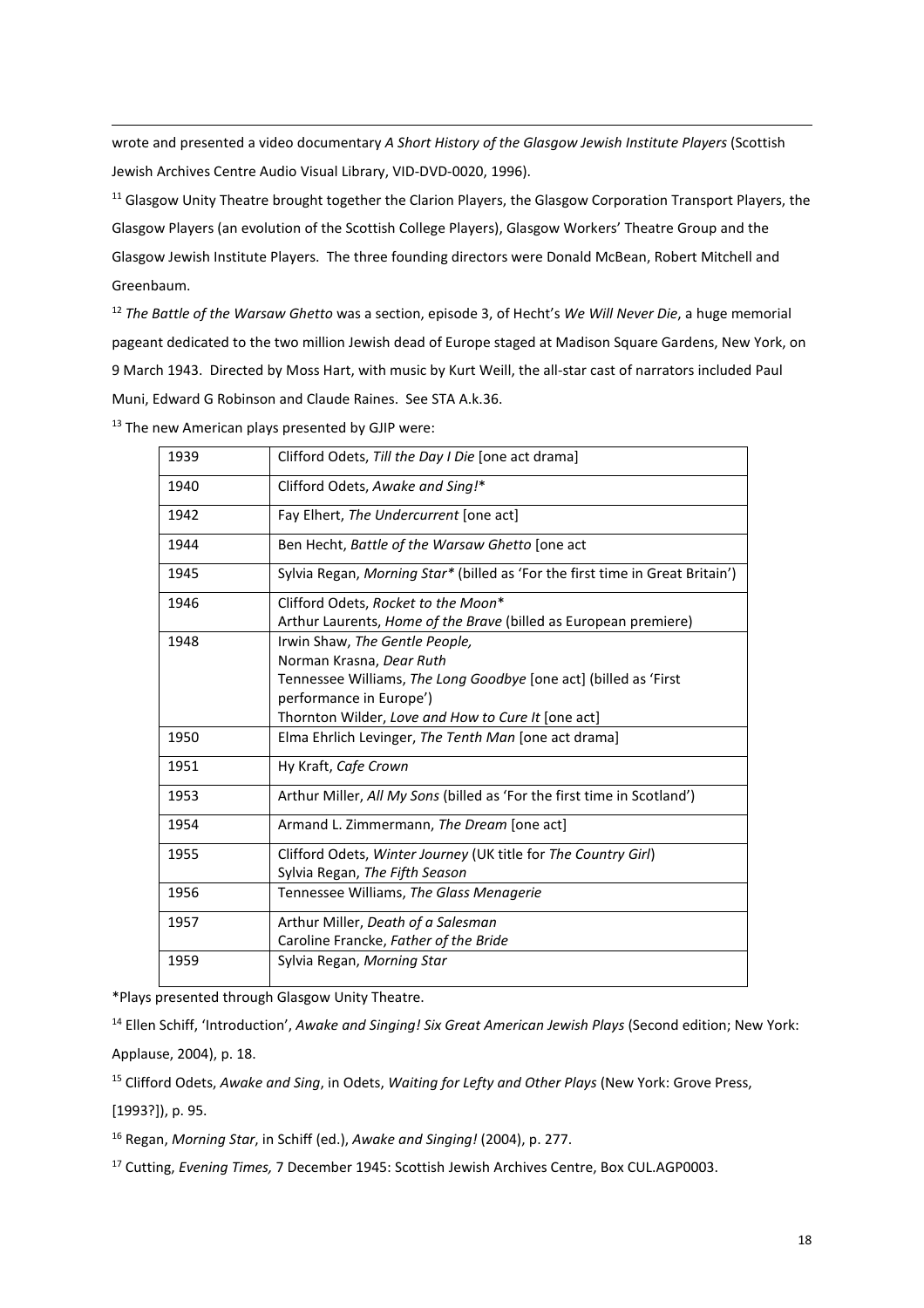wrote and presented a video documentary *A Short History of the Glasgow Jewish Institute Players* (Scottish Jewish Archives Centre Audio Visual Library, VID-DVD-0020, 1996).

[11] Glasgow Unity Theatre brought together the Clarion Players, the Glasgow Corporation Transport Players, the Glasgow Players (an evolution of the Scottish College Players), Glasgow Workers' Theatre Group and the Glasgow Jewish Institute Players. The three founding directors were Donald McBean, Robert Mitchell and Greenbaum.

[12] *The Battle of the Warsaw Ghetto* was a section, episode 3, of Hecht's *We Will Never Die*, a huge memorial pageant dedicated to the two million Jewish dead of Europe staged at Madison Square Gardens, New York, on 9 March 1943. Directed by Moss Hart, with music by Kurt Weill, the all-star cast of narrators included Paul Muni, Edward G Robinson and Claude Raines. See STA A.k.36.

[13] The new American plays presented by GJIP were:

| | |
|---|---|
| 1939 | Clifford Odets, *Till the Day I Die* [one act drama] |
| 1940 | Clifford Odets, *Awake and Sing!*\* |
| 1942 | Fay Elhert, *The Undercurrent* [one act] |
| 1944 | Ben Hecht, *Battle of the Warsaw Ghetto* [one act |
| 1945 | Sylvia Regan, *Morning Star\** (billed as 'For the first time in Great Britain') |
| 1946 | Clifford Odets, *Rocket to the Moon*\*<br>Arthur Laurents, *Home of the Brave* (billed as European premiere) |
| 1948 | Irwin Shaw, *The Gentle People,*<br>Norman Krasna, *Dear Ruth*<br>Tennessee Williams, *The Long Goodbye* [one act] (billed as 'First performance in Europe')<br>Thornton Wilder, *Love and How to Cure It* [one act] |
| 1950 | Elma Ehrlich Levinger, *The Tenth Man* [one act drama] |
| 1951 | Hy Kraft, *Cafe Crown* |
| 1953 | Arthur Miller, *All My Sons* (billed as 'For the first time in Scotland') |
| 1954 | Armand L. Zimmermann, *The Dream* [one act] |
| 1955 | Clifford Odets, *Winter Journey* (UK title for *The Country Girl*)<br>Sylvia Regan, *The Fifth Season* |
| 1956 | Tennessee Williams, *The Glass Menagerie* |
| 1957 | Arthur Miller, *Death of a Salesman*<br>Caroline Francke, *Father of the Bride* |
| 1959 | Sylvia Regan, *Morning Star* |

\*Plays presented through Glasgow Unity Theatre.

[14] Ellen Schiff, 'Introduction', *Awake and Singing! Six Great American Jewish Plays* (Second edition; New York: Applause, 2004), p. 18.

[15] Clifford Odets, *Awake and Sing*, in Odets, *Waiting for Lefty and Other Plays* (New York: Grove Press, [1993?]), p. 95.

[16] Regan, *Morning Star*, in Schiff (ed.), *Awake and Singing!* (2004), p. 277.

[17] Cutting, *Evening Times,* 7 December 1945: Scottish Jewish Archives Centre, Box CUL.AGP0003.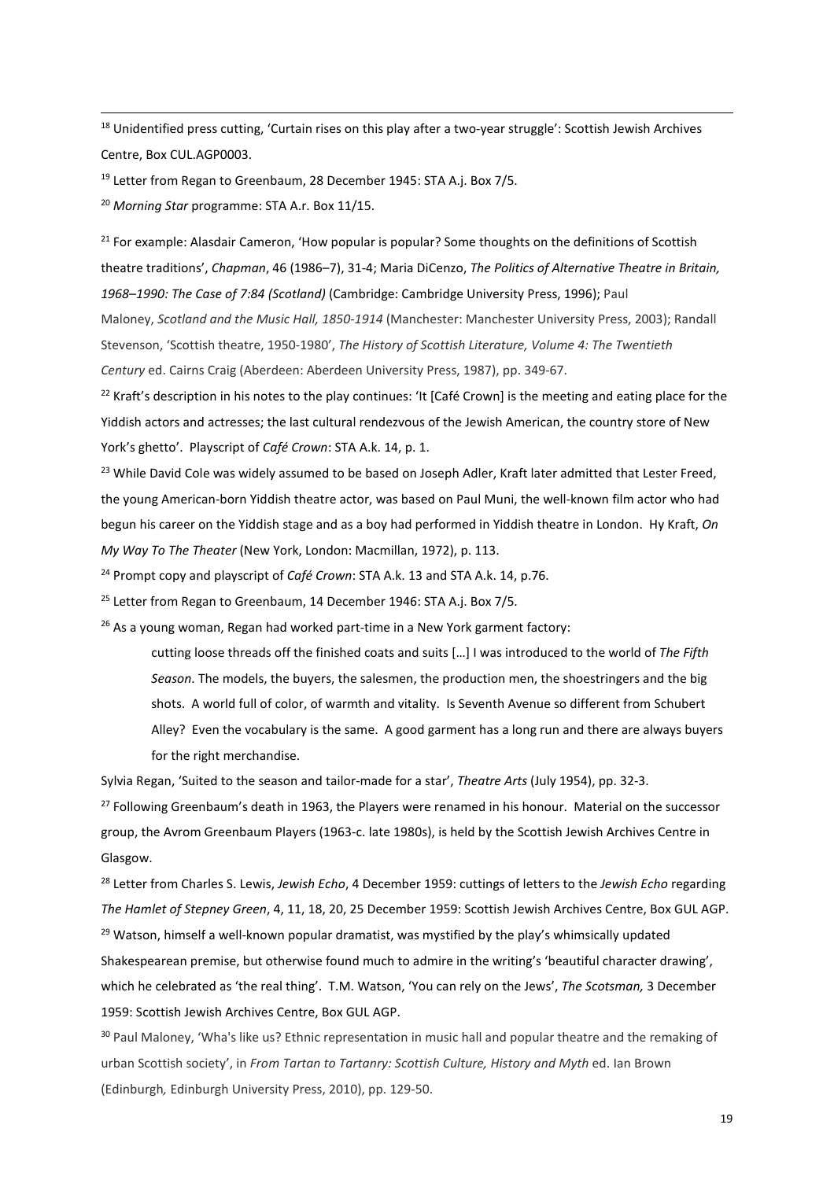[18] Unidentified press cutting, 'Curtain rises on this play after a two-year struggle': Scottish Jewish Archives Centre, Box CUL.AGP0003.

[19] Letter from Regan to Greenbaum, 28 December 1945: STA A.j. Box 7/5.

[20] *Morning Star* programme: STA A.r. Box 11/15.

[21] For example: Alasdair Cameron, 'How popular is popular? Some thoughts on the definitions of Scottish theatre traditions', *Chapman*, 46 (1986–7), 31-4; Maria DiCenzo, *The Politics of Alternative Theatre in Britain, 1968–1990: The Case of 7:84 (Scotland)* (Cambridge: Cambridge University Press, 1996); Paul Maloney, *Scotland and the Music Hall, 1850-1914* (Manchester: Manchester University Press, 2003); Randall Stevenson, 'Scottish theatre, 1950-1980', *The History of Scottish Literature, Volume 4: The Twentieth Century* ed. Cairns Craig (Aberdeen: Aberdeen University Press, 1987), pp. 349-67.

[22] Kraft's description in his notes to the play continues: 'It [Café Crown] is the meeting and eating place for the Yiddish actors and actresses; the last cultural rendezvous of the Jewish American, the country store of New York's ghetto'. Playscript of *Café Crown*: STA A.k. 14, p. 1.

[23] While David Cole was widely assumed to be based on Joseph Adler, Kraft later admitted that Lester Freed, the young American-born Yiddish theatre actor, was based on Paul Muni, the well-known film actor who had begun his career on the Yiddish stage and as a boy had performed in Yiddish theatre in London. Hy Kraft, *On My Way To The Theater* (New York, London: Macmillan, 1972), p. 113.

[24] Prompt copy and playscript of *Café Crown*: STA A.k. 13 and STA A.k. 14, p.76.

[25] Letter from Regan to Greenbaum, 14 December 1946: STA A.j. Box 7/5.

[26] As a young woman, Regan had worked part-time in a New York garment factory:

> cutting loose threads off the finished coats and suits […] I was introduced to the world of *The Fifth Season*. The models, the buyers, the salesmen, the production men, the shoestringers and the big shots. A world full of color, of warmth and vitality. Is Seventh Avenue so different from Schubert Alley? Even the vocabulary is the same. A good garment has a long run and there are always buyers for the right merchandise.

Sylvia Regan, 'Suited to the season and tailor-made for a star', *Theatre Arts* (July 1954), pp. 32-3.

[27] Following Greenbaum's death in 1963, the Players were renamed in his honour. Material on the successor group, the Avrom Greenbaum Players (1963-c. late 1980s), is held by the Scottish Jewish Archives Centre in Glasgow.

[28] Letter from Charles S. Lewis, *Jewish Echo*, 4 December 1959: cuttings of letters to the *Jewish Echo* regarding *The Hamlet of Stepney Green*, 4, 11, 18, 20, 25 December 1959: Scottish Jewish Archives Centre, Box GUL AGP.

[29] Watson, himself a well-known popular dramatist, was mystified by the play's whimsically updated Shakespearean premise, but otherwise found much to admire in the writing's 'beautiful character drawing', which he celebrated as 'the real thing'. T.M. Watson, 'You can rely on the Jews', *The Scotsman,* 3 December 1959: Scottish Jewish Archives Centre, Box GUL AGP.

[30] Paul Maloney, 'Wha's like us? Ethnic representation in music hall and popular theatre and the remaking of urban Scottish society', in *From Tartan to Tartanry: Scottish Culture, History and Myth* ed. Ian Brown (Edinburgh*,* Edinburgh University Press, 2010), pp. 129-50.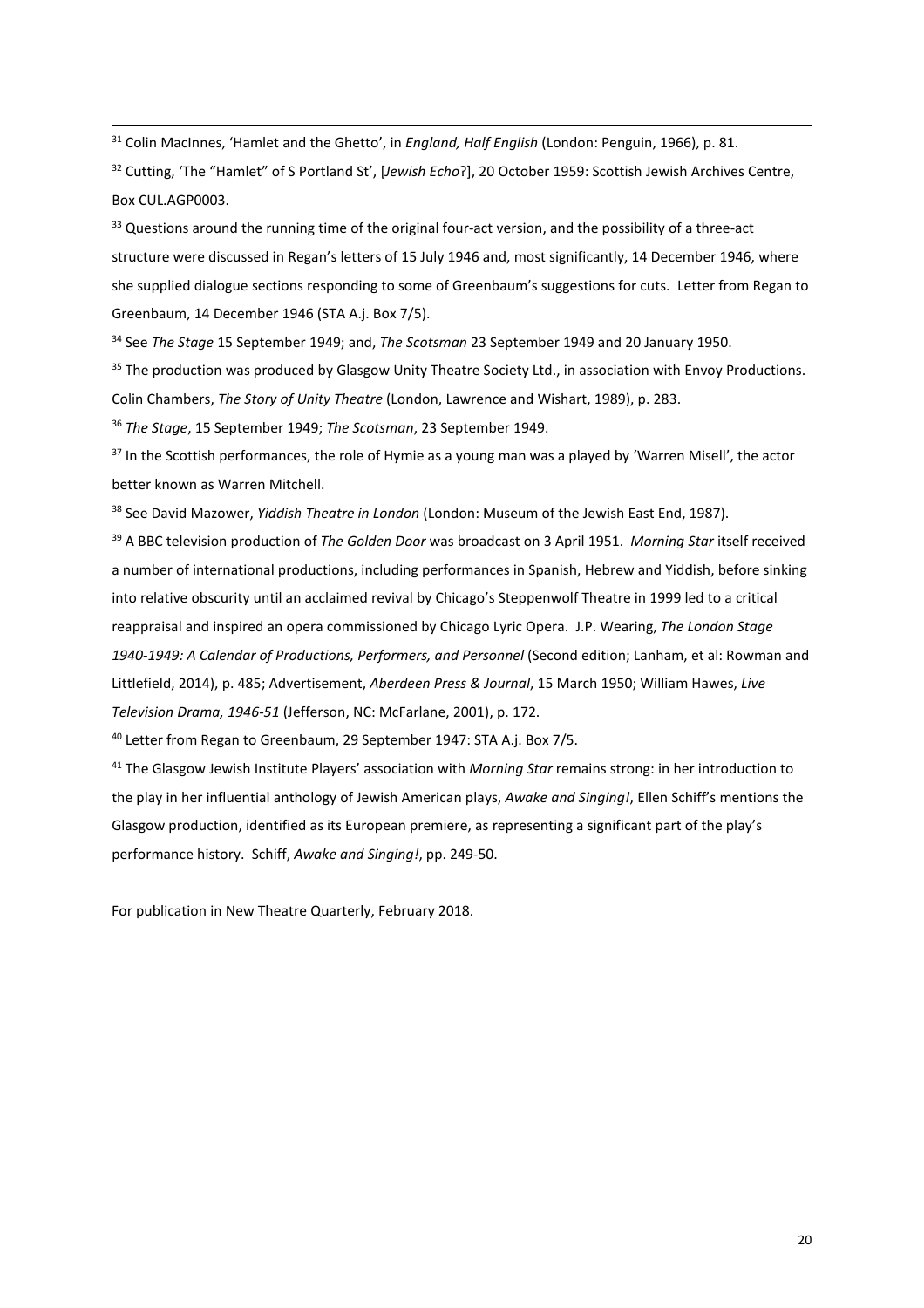[31] Colin MacInnes, 'Hamlet and the Ghetto', in *England, Half English* (London: Penguin, 1966), p. 81.

[32] Cutting, 'The "Hamlet" of S Portland St', [*Jewish Echo*?], 20 October 1959: Scottish Jewish Archives Centre, Box CUL.AGP0003.

[33] Questions around the running time of the original four-act version, and the possibility of a three-act structure were discussed in Regan's letters of 15 July 1946 and, most significantly, 14 December 1946, where she supplied dialogue sections responding to some of Greenbaum's suggestions for cuts. Letter from Regan to Greenbaum, 14 December 1946 (STA A.j. Box 7/5).

[34] See *The Stage* 15 September 1949; and, *The Scotsman* 23 September 1949 and 20 January 1950.

[35] The production was produced by Glasgow Unity Theatre Society Ltd., in association with Envoy Productions. Colin Chambers, *The Story of Unity Theatre* (London, Lawrence and Wishart, 1989), p. 283.

[36] *The Stage*, 15 September 1949; *The Scotsman*, 23 September 1949.

[37] In the Scottish performances, the role of Hymie as a young man was a played by 'Warren Misell', the actor better known as Warren Mitchell.

[38] See David Mazower, *Yiddish Theatre in London* (London: Museum of the Jewish East End, 1987).

[39] A BBC television production of *The Golden Door* was broadcast on 3 April 1951. *Morning Star* itself received a number of international productions, including performances in Spanish, Hebrew and Yiddish, before sinking into relative obscurity until an acclaimed revival by Chicago's Steppenwolf Theatre in 1999 led to a critical reappraisal and inspired an opera commissioned by Chicago Lyric Opera. J.P. Wearing, *The London Stage 1940-1949: A Calendar of Productions, Performers, and Personnel* (Second edition; Lanham, et al: Rowman and Littlefield, 2014), p. 485; Advertisement, *Aberdeen Press & Journal*, 15 March 1950; William Hawes, *Live Television Drama, 1946-51* (Jefferson, NC: McFarlane, 2001), p. 172.

[40] Letter from Regan to Greenbaum, 29 September 1947: STA A.j. Box 7/5.

[41] The Glasgow Jewish Institute Players' association with *Morning Star* remains strong: in her introduction to the play in her influential anthology of Jewish American plays, *Awake and Singing!*, Ellen Schiff's mentions the Glasgow production, identified as its European premiere, as representing a significant part of the play's performance history. Schiff, *Awake and Singing!*, pp. 249-50.

For publication in New Theatre Quarterly, February 2018.